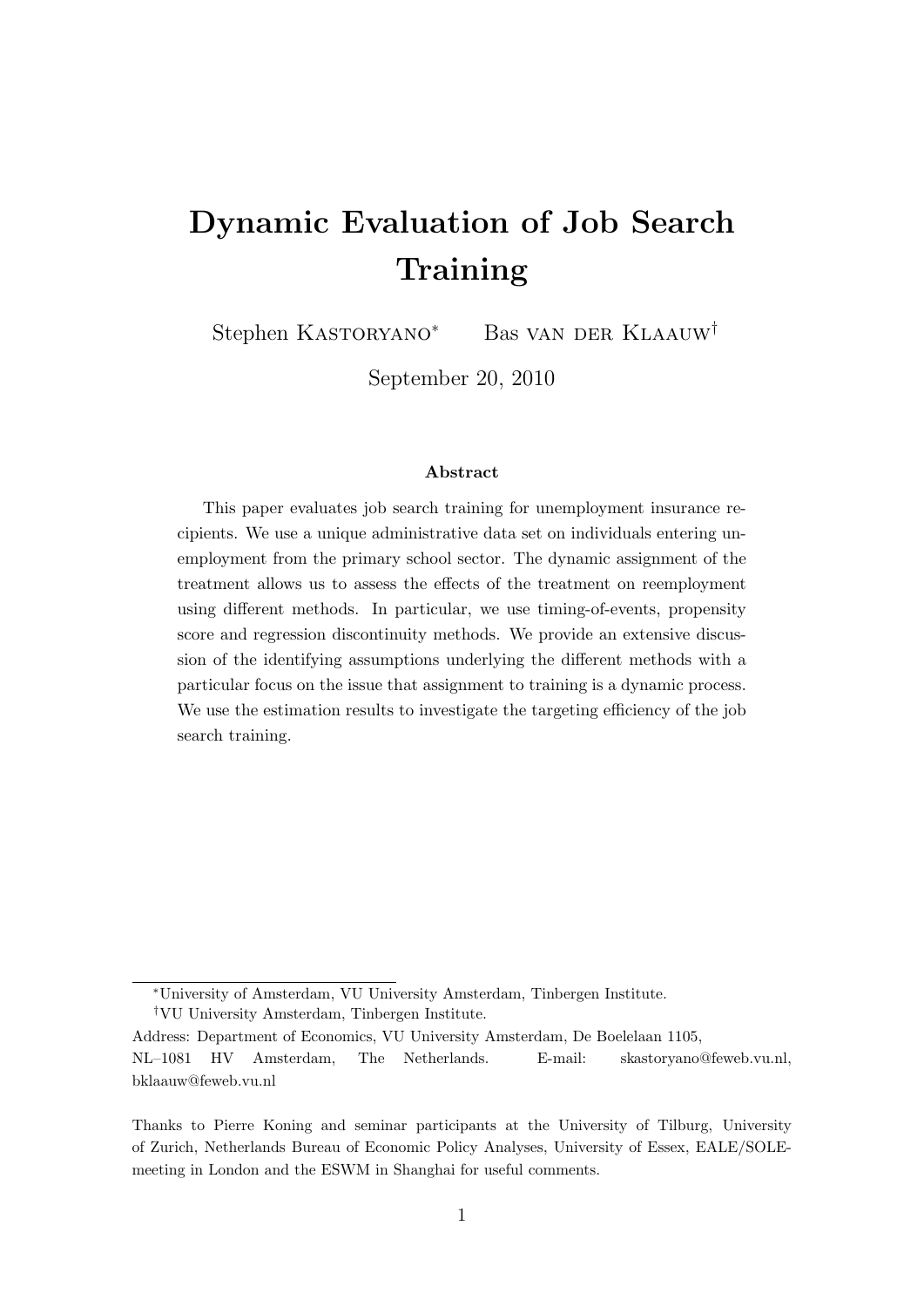# Dynamic Evaluation of Job Search Training

Stephen Kastoryano[*] Bas van der Klaauw[†]

September 20, 2010

## Abstract

This paper evaluates job search training for unemployment insurance recipients. We use a unique administrative data set on individuals entering unemployment from the primary school sector. The dynamic assignment of the treatment allows us to assess the effects of the treatment on reemployment using different methods. In particular, we use timing-of-events, propensity score and regression discontinuity methods. We provide an extensive discussion of the identifying assumptions underlying the different methods with a particular focus on the issue that assignment to training is a dynamic process. We use the estimation results to investigate the targeting efficiency of the job search training.

---

[*] University of Amsterdam, VU University Amsterdam, Tinbergen Institute.

[†] VU University Amsterdam, Tinbergen Institute.

Address: Department of Economics, VU University Amsterdam, De Boelelaan 1105, NL–1081 HV Amsterdam, The Netherlands. E-mail: skastoryano@feweb.vu.nl, bklaauw@feweb.vu.nl

Thanks to Pierre Koning and seminar participants at the University of Tilburg, University of Zurich, Netherlands Bureau of Economic Policy Analyses, University of Essex, EALE/SOLE-meeting in London and the ESWM in Shanghai for useful comments.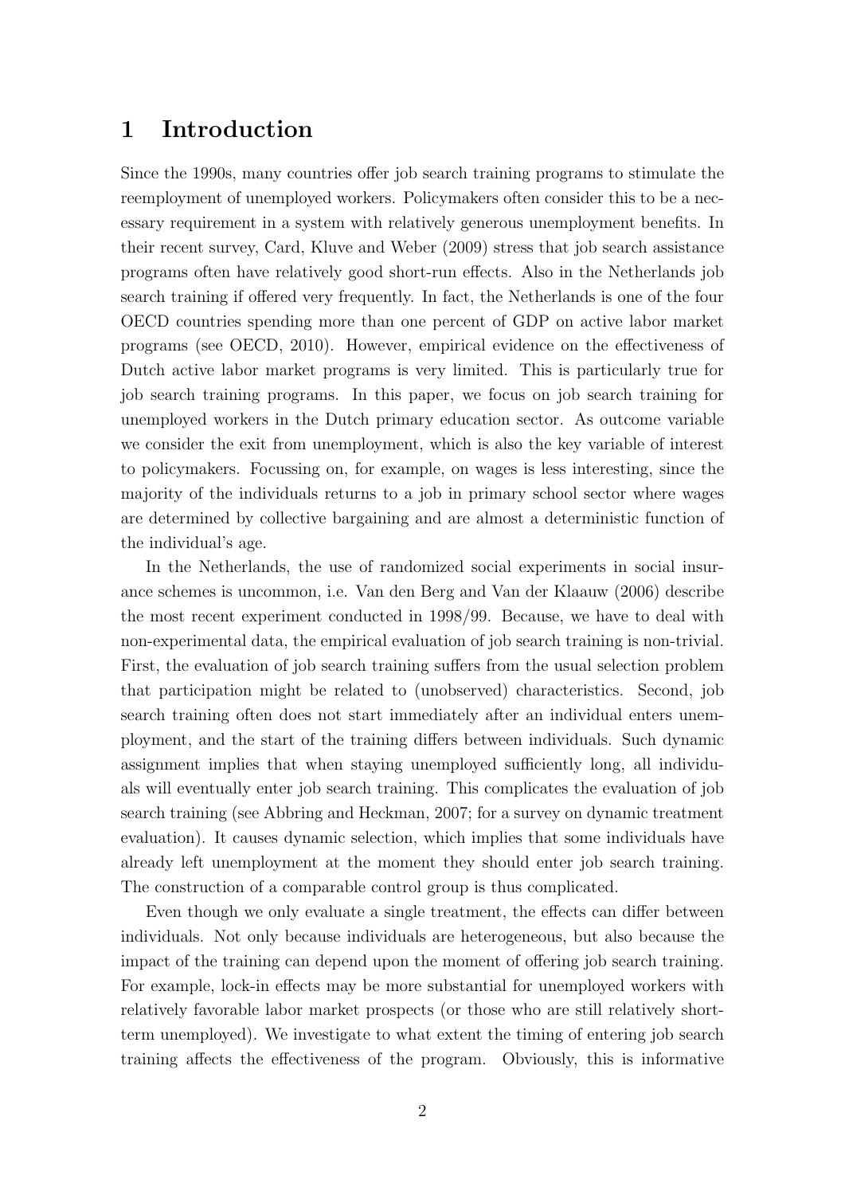# 1 Introduction

Since the 1990s, many countries offer job search training programs to stimulate the reemployment of unemployed workers. Policymakers often consider this to be a necessary requirement in a system with relatively generous unemployment benefits. In their recent survey, Card, Kluve and Weber (2009) stress that job search assistance programs often have relatively good short-run effects. Also in the Netherlands job search training if offered very frequently. In fact, the Netherlands is one of the four OECD countries spending more than one percent of GDP on active labor market programs (see OECD, 2010). However, empirical evidence on the effectiveness of Dutch active labor market programs is very limited. This is particularly true for job search training programs. In this paper, we focus on job search training for unemployed workers in the Dutch primary education sector. As outcome variable we consider the exit from unemployment, which is also the key variable of interest to policymakers. Focussing on, for example, on wages is less interesting, since the majority of the individuals returns to a job in primary school sector where wages are determined by collective bargaining and are almost a deterministic function of the individual's age.

In the Netherlands, the use of randomized social experiments in social insurance schemes is uncommon, i.e. Van den Berg and Van der Klaauw (2006) describe the most recent experiment conducted in 1998/99. Because, we have to deal with non-experimental data, the empirical evaluation of job search training is non-trivial. First, the evaluation of job search training suffers from the usual selection problem that participation might be related to (unobserved) characteristics. Second, job search training often does not start immediately after an individual enters unemployment, and the start of the training differs between individuals. Such dynamic assignment implies that when staying unemployed sufficiently long, all individuals will eventually enter job search training. This complicates the evaluation of job search training (see Abbring and Heckman, 2007; for a survey on dynamic treatment evaluation). It causes dynamic selection, which implies that some individuals have already left unemployment at the moment they should enter job search training. The construction of a comparable control group is thus complicated.

Even though we only evaluate a single treatment, the effects can differ between individuals. Not only because individuals are heterogeneous, but also because the impact of the training can depend upon the moment of offering job search training. For example, lock-in effects may be more substantial for unemployed workers with relatively favorable labor market prospects (or those who are still relatively short-term unemployed). We investigate to what extent the timing of entering job search training affects the effectiveness of the program. Obviously, this is informative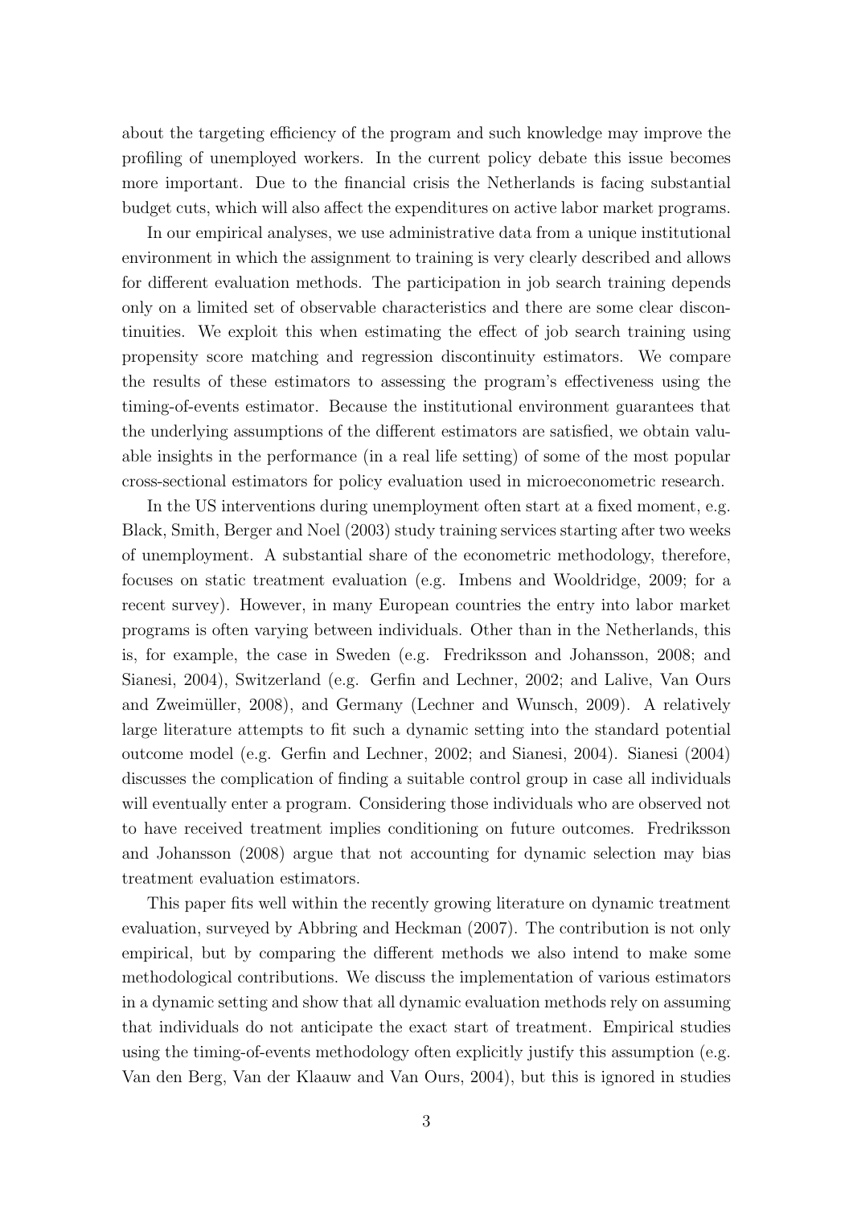about the targeting efficiency of the program and such knowledge may improve the profiling of unemployed workers. In the current policy debate this issue becomes more important. Due to the financial crisis the Netherlands is facing substantial budget cuts, which will also affect the expenditures on active labor market programs.

In our empirical analyses, we use administrative data from a unique institutional environment in which the assignment to training is very clearly described and allows for different evaluation methods. The participation in job search training depends only on a limited set of observable characteristics and there are some clear discontinuities. We exploit this when estimating the effect of job search training using propensity score matching and regression discontinuity estimators. We compare the results of these estimators to assessing the program's effectiveness using the timing-of-events estimator. Because the institutional environment guarantees that the underlying assumptions of the different estimators are satisfied, we obtain valuable insights in the performance (in a real life setting) of some of the most popular cross-sectional estimators for policy evaluation used in microeconometric research.

In the US interventions during unemployment often start at a fixed moment, e.g. Black, Smith, Berger and Noel (2003) study training services starting after two weeks of unemployment. A substantial share of the econometric methodology, therefore, focuses on static treatment evaluation (e.g. Imbens and Wooldridge, 2009; for a recent survey). However, in many European countries the entry into labor market programs is often varying between individuals. Other than in the Netherlands, this is, for example, the case in Sweden (e.g. Fredriksson and Johansson, 2008; and Sianesi, 2004), Switzerland (e.g. Gerfin and Lechner, 2002; and Lalive, Van Ours and Zweimüller, 2008), and Germany (Lechner and Wunsch, 2009). A relatively large literature attempts to fit such a dynamic setting into the standard potential outcome model (e.g. Gerfin and Lechner, 2002; and Sianesi, 2004). Sianesi (2004) discusses the complication of finding a suitable control group in case all individuals will eventually enter a program. Considering those individuals who are observed not to have received treatment implies conditioning on future outcomes. Fredriksson and Johansson (2008) argue that not accounting for dynamic selection may bias treatment evaluation estimators.

This paper fits well within the recently growing literature on dynamic treatment evaluation, surveyed by Abbring and Heckman (2007). The contribution is not only empirical, but by comparing the different methods we also intend to make some methodological contributions. We discuss the implementation of various estimators in a dynamic setting and show that all dynamic evaluation methods rely on assuming that individuals do not anticipate the exact start of treatment. Empirical studies using the timing-of-events methodology often explicitly justify this assumption (e.g. Van den Berg, Van der Klaauw and Van Ours, 2004), but this is ignored in studies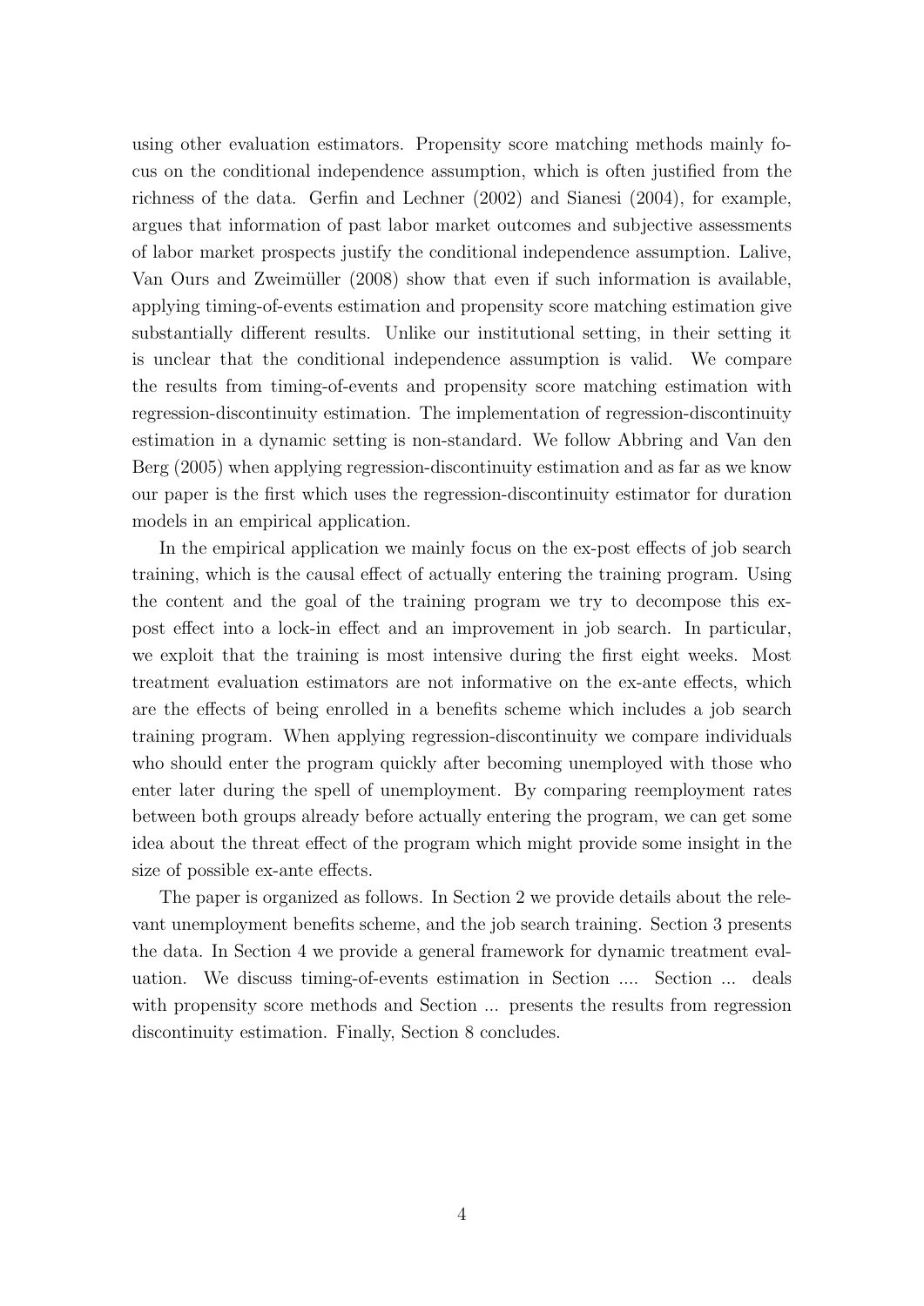using other evaluation estimators. Propensity score matching methods mainly focus on the conditional independence assumption, which is often justified from the richness of the data. Gerfin and Lechner (2002) and Sianesi (2004), for example, argues that information of past labor market outcomes and subjective assessments of labor market prospects justify the conditional independence assumption. Lalive, Van Ours and Zweimüller (2008) show that even if such information is available, applying timing-of-events estimation and propensity score matching estimation give substantially different results. Unlike our institutional setting, in their setting it is unclear that the conditional independence assumption is valid. We compare the results from timing-of-events and propensity score matching estimation with regression-discontinuity estimation. The implementation of regression-discontinuity estimation in a dynamic setting is non-standard. We follow Abbring and Van den Berg (2005) when applying regression-discontinuity estimation and as far as we know our paper is the first which uses the regression-discontinuity estimator for duration models in an empirical application.

In the empirical application we mainly focus on the ex-post effects of job search training, which is the causal effect of actually entering the training program. Using the content and the goal of the training program we try to decompose this ex-post effect into a lock-in effect and an improvement in job search. In particular, we exploit that the training is most intensive during the first eight weeks. Most treatment evaluation estimators are not informative on the ex-ante effects, which are the effects of being enrolled in a benefits scheme which includes a job search training program. When applying regression-discontinuity we compare individuals who should enter the program quickly after becoming unemployed with those who enter later during the spell of unemployment. By comparing reemployment rates between both groups already before actually entering the program, we can get some idea about the threat effect of the program which might provide some insight in the size of possible ex-ante effects.

The paper is organized as follows. In Section 2 we provide details about the relevant unemployment benefits scheme, and the job search training. Section 3 presents the data. In Section 4 we provide a general framework for dynamic treatment evaluation. We discuss timing-of-events estimation in Section .... Section ... deals with propensity score methods and Section ... presents the results from regression discontinuity estimation. Finally, Section 8 concludes.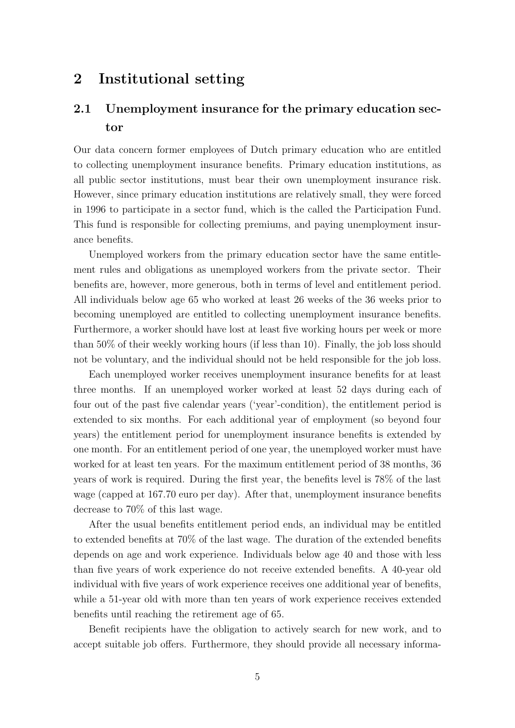## 2 Institutional setting

### 2.1 Unemployment insurance for the primary education sector

Our data concern former employees of Dutch primary education who are entitled to collecting unemployment insurance benefits. Primary education institutions, as all public sector institutions, must bear their own unemployment insurance risk. However, since primary education institutions are relatively small, they were forced in 1996 to participate in a sector fund, which is the called the Participation Fund. This fund is responsible for collecting premiums, and paying unemployment insurance benefits.

Unemployed workers from the primary education sector have the same entitlement rules and obligations as unemployed workers from the private sector. Their benefits are, however, more generous, both in terms of level and entitlement period. All individuals below age 65 who worked at least 26 weeks of the 36 weeks prior to becoming unemployed are entitled to collecting unemployment insurance benefits. Furthermore, a worker should have lost at least five working hours per week or more than 50% of their weekly working hours (if less than 10). Finally, the job loss should not be voluntary, and the individual should not be held responsible for the job loss.

Each unemployed worker receives unemployment insurance benefits for at least three months. If an unemployed worker worked at least 52 days during each of four out of the past five calendar years ('year'-condition), the entitlement period is extended to six months. For each additional year of employment (so beyond four years) the entitlement period for unemployment insurance benefits is extended by one month. For an entitlement period of one year, the unemployed worker must have worked for at least ten years. For the maximum entitlement period of 38 months, 36 years of work is required. During the first year, the benefits level is 78% of the last wage (capped at 167.70 euro per day). After that, unemployment insurance benefits decrease to 70% of this last wage.

After the usual benefits entitlement period ends, an individual may be entitled to extended benefits at 70% of the last wage. The duration of the extended benefits depends on age and work experience. Individuals below age 40 and those with less than five years of work experience do not receive extended benefits. A 40-year old individual with five years of work experience receives one additional year of benefits, while a 51-year old with more than ten years of work experience receives extended benefits until reaching the retirement age of 65.

Benefit recipients have the obligation to actively search for new work, and to accept suitable job offers. Furthermore, they should provide all necessary informa-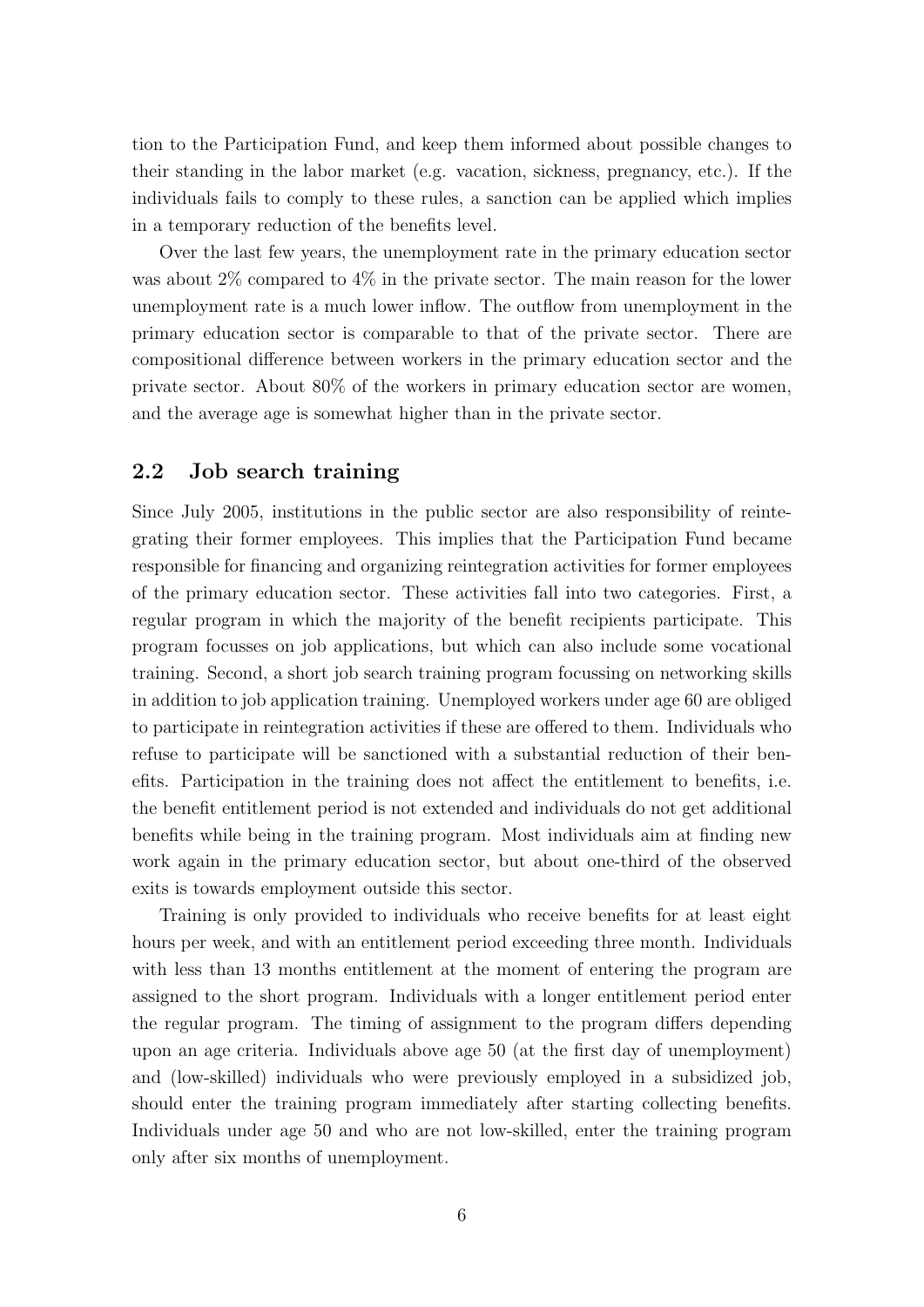tion to the Participation Fund, and keep them informed about possible changes to their standing in the labor market (e.g. vacation, sickness, pregnancy, etc.). If the individuals fails to comply to these rules, a sanction can be applied which implies in a temporary reduction of the benefits level.

Over the last few years, the unemployment rate in the primary education sector was about 2% compared to 4% in the private sector. The main reason for the lower unemployment rate is a much lower inflow. The outflow from unemployment in the primary education sector is comparable to that of the private sector. There are compositional difference between workers in the primary education sector and the private sector. About 80% of the workers in primary education sector are women, and the average age is somewhat higher than in the private sector.

## 2.2 Job search training

Since July 2005, institutions in the public sector are also responsibility of reintegrating their former employees. This implies that the Participation Fund became responsible for financing and organizing reintegration activities for former employees of the primary education sector. These activities fall into two categories. First, a regular program in which the majority of the benefit recipients participate. This program focusses on job applications, but which can also include some vocational training. Second, a short job search training program focussing on networking skills in addition to job application training. Unemployed workers under age 60 are obliged to participate in reintegration activities if these are offered to them. Individuals who refuse to participate will be sanctioned with a substantial reduction of their benefits. Participation in the training does not affect the entitlement to benefits, i.e. the benefit entitlement period is not extended and individuals do not get additional benefits while being in the training program. Most individuals aim at finding new work again in the primary education sector, but about one-third of the observed exits is towards employment outside this sector.

Training is only provided to individuals who receive benefits for at least eight hours per week, and with an entitlement period exceeding three month. Individuals with less than 13 months entitlement at the moment of entering the program are assigned to the short program. Individuals with a longer entitlement period enter the regular program. The timing of assignment to the program differs depending upon an age criteria. Individuals above age 50 (at the first day of unemployment) and (low-skilled) individuals who were previously employed in a subsidized job, should enter the training program immediately after starting collecting benefits. Individuals under age 50 and who are not low-skilled, enter the training program only after six months of unemployment.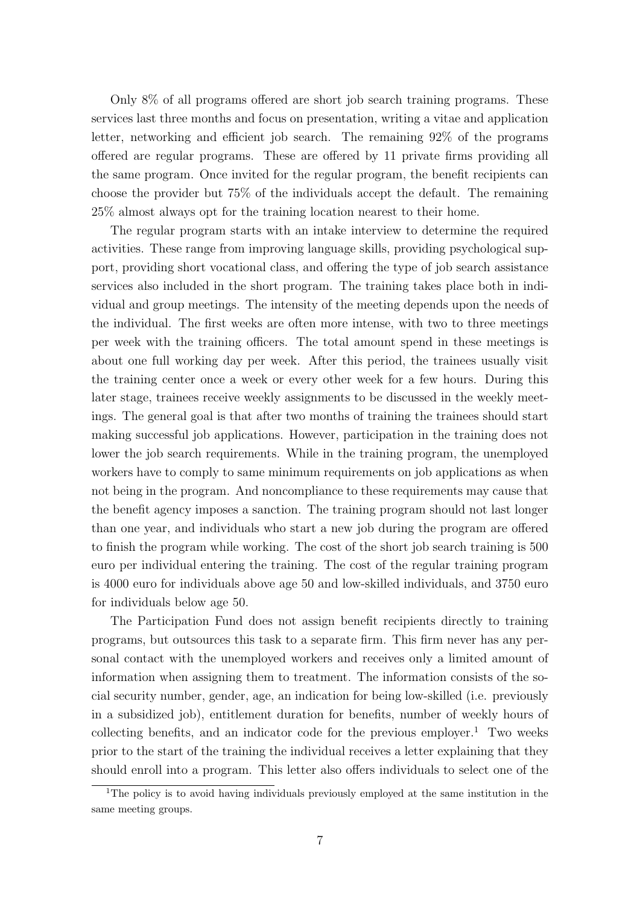Only 8% of all programs offered are short job search training programs. These services last three months and focus on presentation, writing a vitae and application letter, networking and efficient job search. The remaining 92% of the programs offered are regular programs. These are offered by 11 private firms providing all the same program. Once invited for the regular program, the benefit recipients can choose the provider but 75% of the individuals accept the default. The remaining 25% almost always opt for the training location nearest to their home.

The regular program starts with an intake interview to determine the required activities. These range from improving language skills, providing psychological support, providing short vocational class, and offering the type of job search assistance services also included in the short program. The training takes place both in individual and group meetings. The intensity of the meeting depends upon the needs of the individual. The first weeks are often more intense, with two to three meetings per week with the training officers. The total amount spend in these meetings is about one full working day per week. After this period, the trainees usually visit the training center once a week or every other week for a few hours. During this later stage, trainees receive weekly assignments to be discussed in the weekly meetings. The general goal is that after two months of training the trainees should start making successful job applications. However, participation in the training does not lower the job search requirements. While in the training program, the unemployed workers have to comply to same minimum requirements on job applications as when not being in the program. And noncompliance to these requirements may cause that the benefit agency imposes a sanction. The training program should not last longer than one year, and individuals who start a new job during the program are offered to finish the program while working. The cost of the short job search training is 500 euro per individual entering the training. The cost of the regular training program is 4000 euro for individuals above age 50 and low-skilled individuals, and 3750 euro for individuals below age 50.

The Participation Fund does not assign benefit recipients directly to training programs, but outsources this task to a separate firm. This firm never has any personal contact with the unemployed workers and receives only a limited amount of information when assigning them to treatment. The information consists of the social security number, gender, age, an indication for being low-skilled (i.e. previously in a subsidized job), entitlement duration for benefits, number of weekly hours of collecting benefits, and an indicator code for the previous employer.[1] Two weeks prior to the start of the training the individual receives a letter explaining that they should enroll into a program. This letter also offers individuals to select one of the

[1] The policy is to avoid having individuals previously employed at the same institution in the same meeting groups.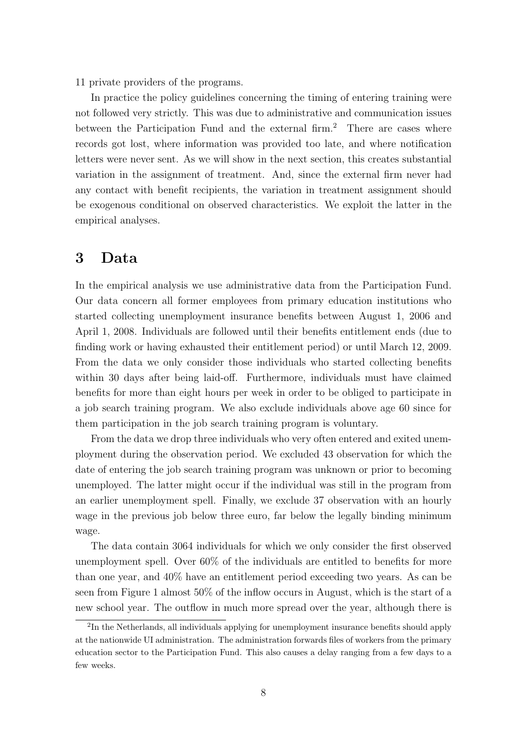11 private providers of the programs.

In practice the policy guidelines concerning the timing of entering training were not followed very strictly. This was due to administrative and communication issues between the Participation Fund and the external firm.[2] There are cases where records got lost, where information was provided too late, and where notification letters were never sent. As we will show in the next section, this creates substantial variation in the assignment of treatment. And, since the external firm never had any contact with benefit recipients, the variation in treatment assignment should be exogenous conditional on observed characteristics. We exploit the latter in the empirical analyses.

# 3 Data

In the empirical analysis we use administrative data from the Participation Fund. Our data concern all former employees from primary education institutions who started collecting unemployment insurance benefits between August 1, 2006 and April 1, 2008. Individuals are followed until their benefits entitlement ends (due to finding work or having exhausted their entitlement period) or until March 12, 2009. From the data we only consider those individuals who started collecting benefits within 30 days after being laid-off. Furthermore, individuals must have claimed benefits for more than eight hours per week in order to be obliged to participate in a job search training program. We also exclude individuals above age 60 since for them participation in the job search training program is voluntary.

From the data we drop three individuals who very often entered and exited unemployment during the observation period. We excluded 43 observation for which the date of entering the job search training program was unknown or prior to becoming unemployed. The latter might occur if the individual was still in the program from an earlier unemployment spell. Finally, we exclude 37 observation with an hourly wage in the previous job below three euro, far below the legally binding minimum wage.

The data contain 3064 individuals for which we only consider the first observed unemployment spell. Over 60% of the individuals are entitled to benefits for more than one year, and 40% have an entitlement period exceeding two years. As can be seen from Figure 1 almost 50% of the inflow occurs in August, which is the start of a new school year. The outflow in much more spread over the year, although there is

[2] In the Netherlands, all individuals applying for unemployment insurance benefits should apply at the nationwide UI administration. The administration forwards files of workers from the primary education sector to the Participation Fund. This also causes a delay ranging from a few days to a few weeks.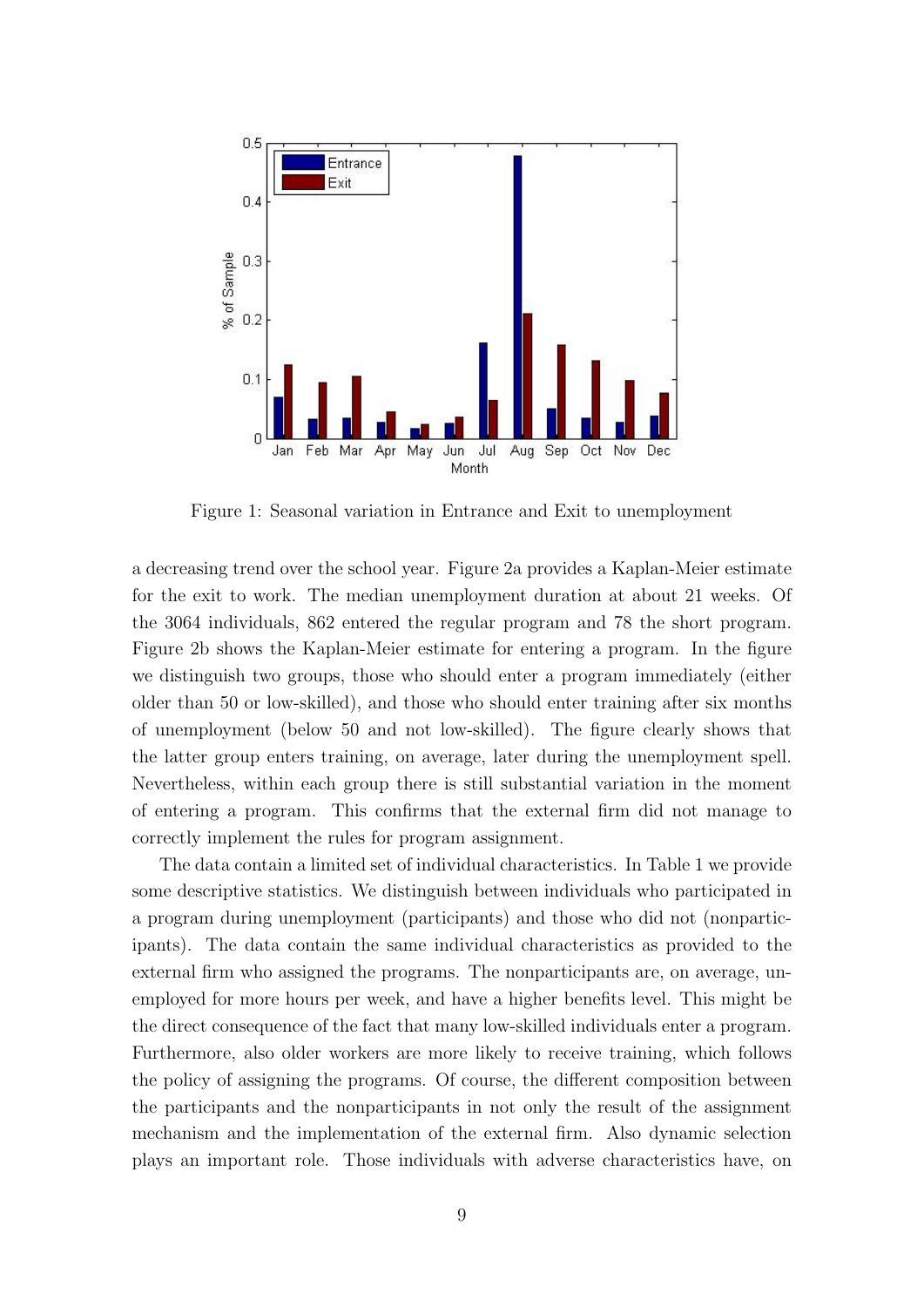Figure 1: Seasonal variation in Entrance and Exit to unemployment

a decreasing trend over the school year. Figure 2a provides a Kaplan-Meier estimate for the exit to work. The median unemployment duration at about 21 weeks. Of the 3064 individuals, 862 entered the regular program and 78 the short program. Figure 2b shows the Kaplan-Meier estimate for entering a program. In the figure we distinguish two groups, those who should enter a program immediately (either older than 50 or low-skilled), and those who should enter training after six months of unemployment (below 50 and not low-skilled). The figure clearly shows that the latter group enters training, on average, later during the unemployment spell. Nevertheless, within each group there is still substantial variation in the moment of entering a program. This confirms that the external firm did not manage to correctly implement the rules for program assignment.

The data contain a limited set of individual characteristics. In Table 1 we provide some descriptive statistics. We distinguish between individuals who participated in a program during unemployment (participants) and those who did not (nonparticipants). The data contain the same individual characteristics as provided to the external firm who assigned the programs. The nonparticipants are, on average, unemployed for more hours per week, and have a higher benefits level. This might be the direct consequence of the fact that many low-skilled individuals enter a program. Furthermore, also older workers are more likely to receive training, which follows the policy of assigning the programs. Of course, the different composition between the participants and the nonparticipants in not only the result of the assignment mechanism and the implementation of the external firm. Also dynamic selection plays an important role. Those individuals with adverse characteristics have, on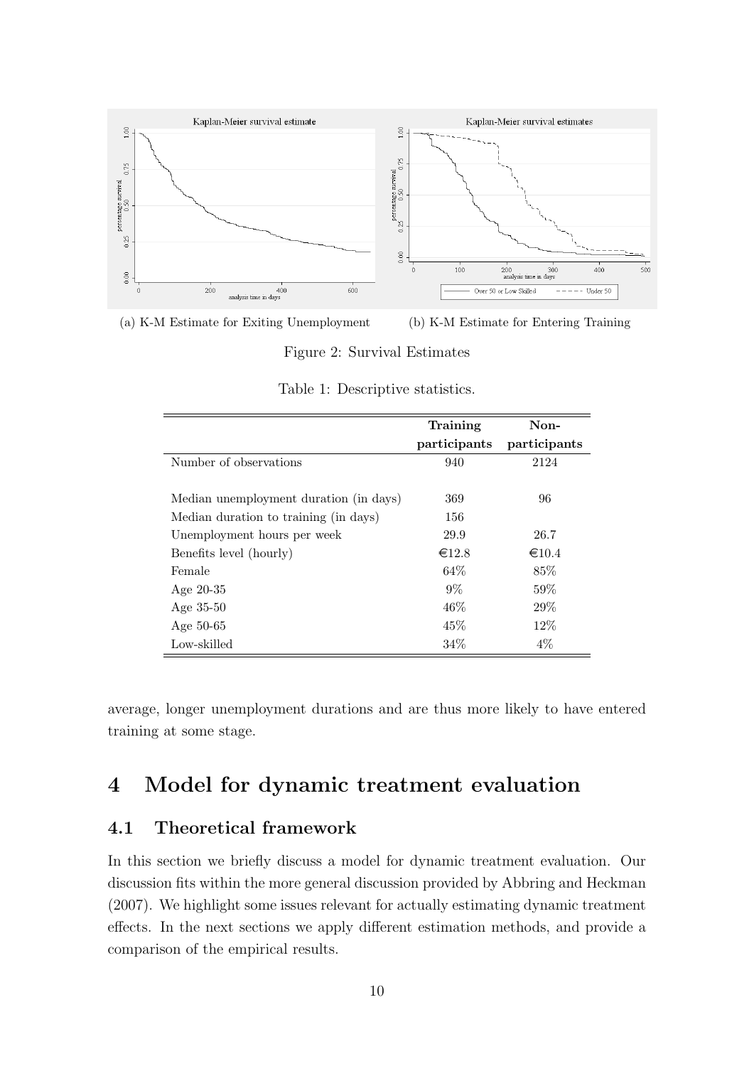(a) K-M Estimate for Exiting Unemployment

(b) K-M Estimate for Entering Training

Figure 2: Survival Estimates

Table 1: Descriptive statistics.

| | **Training participants** | **Non-participants** |
|---|---|---|
| Number of observations | 940 | 2124 |
| | | |
| Median unemployment duration (in days) | 369 | 96 |
| Median duration to training (in days) | 156 | |
| Unemployment hours per week | 29.9 | 26.7 |
| Benefits level (hourly) | €12.8 | €10.4 |
| Female | 64% | 85% |
| Age 20-35 | 9% | 59% |
| Age 35-50 | 46% | 29% |
| Age 50-65 | 45% | 12% |
| Low-skilled | 34% | 4% |

average, longer unemployment durations and are thus more likely to have entered training at some stage.

# 4 Model for dynamic treatment evaluation

## 4.1 Theoretical framework

In this section we briefly discuss a model for dynamic treatment evaluation. Our discussion fits within the more general discussion provided by Abbring and Heckman (2007). We highlight some issues relevant for actually estimating dynamic treatment effects. In the next sections we apply different estimation methods, and provide a comparison of the empirical results.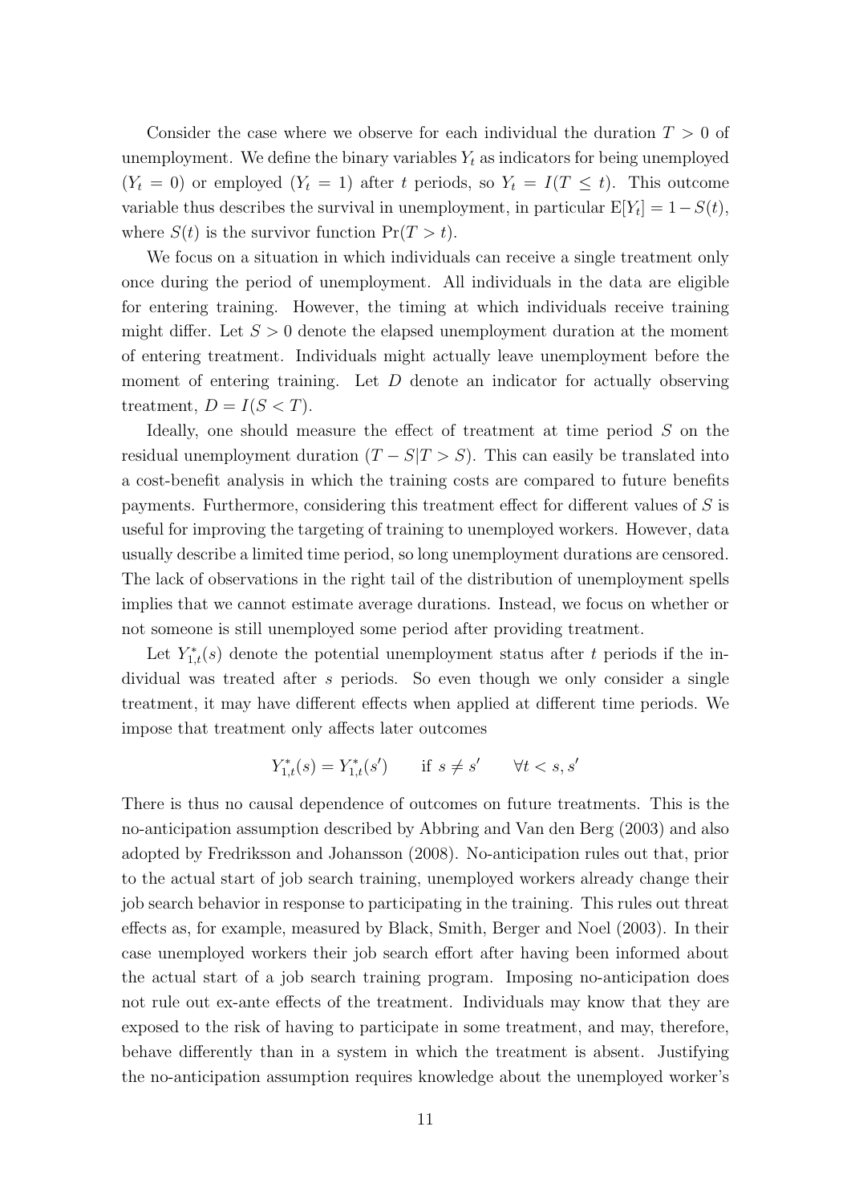Consider the case where we observe for each individual the duration $T > 0$ of unemployment. We define the binary variables $Y_t$ as indicators for being unemployed ($Y_t = 0$) or employed ($Y_t = 1$) after $t$ periods, so $Y_t = I(T \leq t)$. This outcome variable thus describes the survival in unemployment, in particular $\mathrm{E}[Y_t] = 1 - S(t)$, where $S(t)$ is the survivor function $\Pr(T > t)$.

We focus on a situation in which individuals can receive a single treatment only once during the period of unemployment. All individuals in the data are eligible for entering training. However, the timing at which individuals receive training might differ. Let $S > 0$ denote the elapsed unemployment duration at the moment of entering treatment. Individuals might actually leave unemployment before the moment of entering training. Let $D$ denote an indicator for actually observing treatment, $D = I(S < T)$.

Ideally, one should measure the effect of treatment at time period $S$ on the residual unemployment duration $(T - S|T > S)$. This can easily be translated into a cost-benefit analysis in which the training costs are compared to future benefits payments. Furthermore, considering this treatment effect for different values of $S$ is useful for improving the targeting of training to unemployed workers. However, data usually describe a limited time period, so long unemployment durations are censored. The lack of observations in the right tail of the distribution of unemployment spells implies that we cannot estimate average durations. Instead, we focus on whether or not someone is still unemployed some period after providing treatment.

Let $Y^*_{1,t}(s)$ denote the potential unemployment status after $t$ periods if the individual was treated after $s$ periods. So even though we only consider a single treatment, it may have different effects when applied at different time periods. We impose that treatment only affects later outcomes

$$Y^*_{1,t}(s) = Y^*_{1,t}(s') \qquad \text{if } s \neq s' \qquad \forall t < s, s'$$

There is thus no causal dependence of outcomes on future treatments. This is the no-anticipation assumption described by Abbring and Van den Berg (2003) and also adopted by Fredriksson and Johansson (2008). No-anticipation rules out that, prior to the actual start of job search training, unemployed workers already change their job search behavior in response to participating in the training. This rules out threat effects as, for example, measured by Black, Smith, Berger and Noel (2003). In their case unemployed workers their job search effort after having been informed about the actual start of a job search training program. Imposing no-anticipation does not rule out ex-ante effects of the treatment. Individuals may know that they are exposed to the risk of having to participate in some treatment, and may, therefore, behave differently than in a system in which the treatment is absent. Justifying the no-anticipation assumption requires knowledge about the unemployed worker's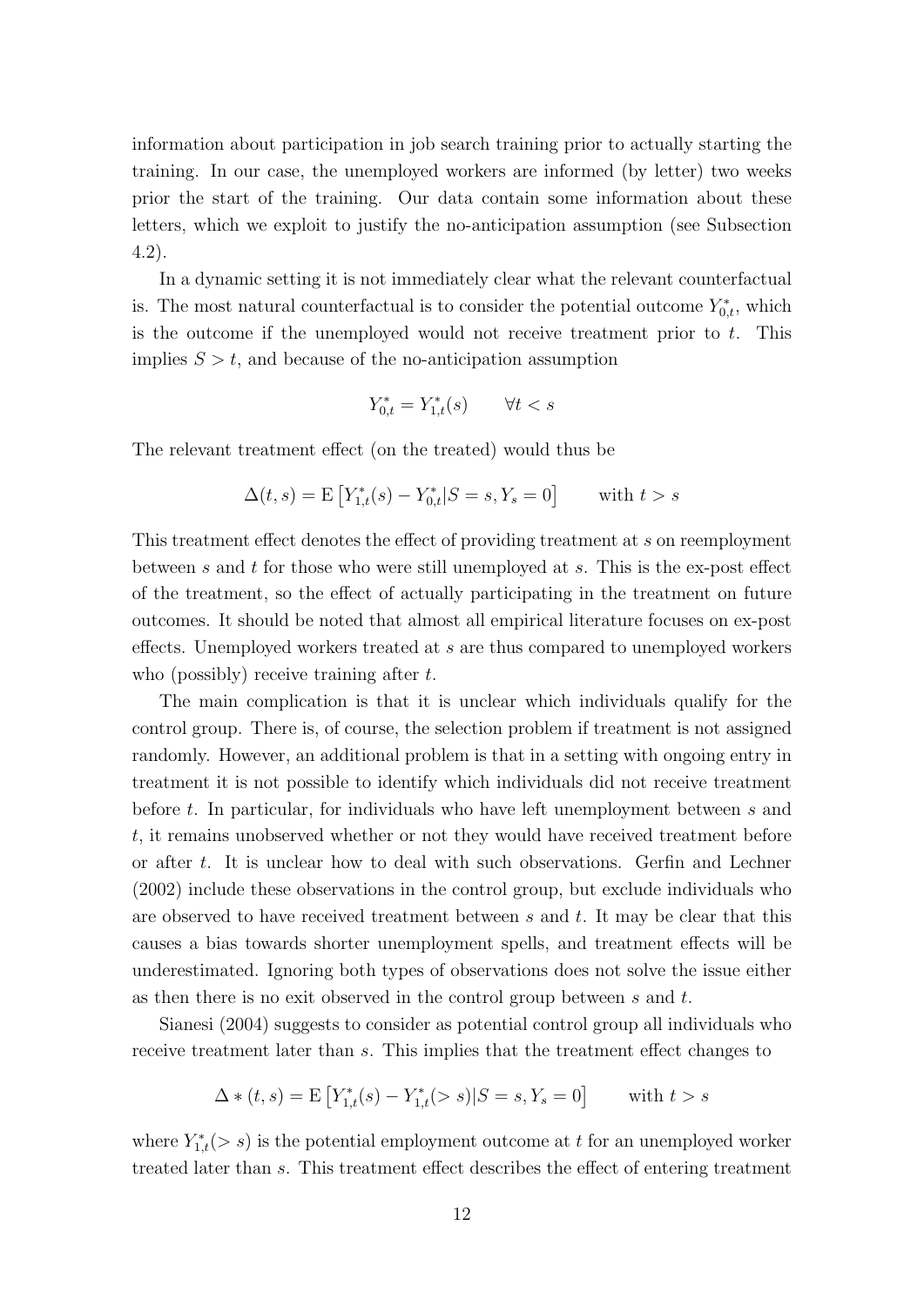information about participation in job search training prior to actually starting the training. In our case, the unemployed workers are informed (by letter) two weeks prior the start of the training. Our data contain some information about these letters, which we exploit to justify the no-anticipation assumption (see Subsection 4.2).

In a dynamic setting it is not immediately clear what the relevant counterfactual is. The most natural counterfactual is to consider the potential outcome $Y^*_{0,t}$, which is the outcome if the unemployed would not receive treatment prior to $t$. This implies $S > t$, and because of the no-anticipation assumption

$$Y^*_{0,t} = Y^*_{1,t}(s) \qquad \forall t < s$$

The relevant treatment effect (on the treated) would thus be

$$\Delta(t,s) = \mathrm{E}\left[Y^*_{1,t}(s) - Y^*_{0,t} | S = s, Y_s = 0\right] \qquad \text{with } t > s$$

This treatment effect denotes the effect of providing treatment at $s$ on reemployment between $s$ and $t$ for those who were still unemployed at $s$. This is the ex-post effect of the treatment, so the effect of actually participating in the treatment on future outcomes. It should be noted that almost all empirical literature focuses on ex-post effects. Unemployed workers treated at $s$ are thus compared to unemployed workers who (possibly) receive training after $t$.

The main complication is that it is unclear which individuals qualify for the control group. There is, of course, the selection problem if treatment is not assigned randomly. However, an additional problem is that in a setting with ongoing entry in treatment it is not possible to identify which individuals did not receive treatment before $t$. In particular, for individuals who have left unemployment between $s$ and $t$, it remains unobserved whether or not they would have received treatment before or after $t$. It is unclear how to deal with such observations. Gerfin and Lechner (2002) include these observations in the control group, but exclude individuals who are observed to have received treatment between $s$ and $t$. It may be clear that this causes a bias towards shorter unemployment spells, and treatment effects will be underestimated. Ignoring both types of observations does not solve the issue either as then there is no exit observed in the control group between $s$ and $t$.

Sianesi (2004) suggests to consider as potential control group all individuals who receive treatment later than $s$. This implies that the treatment effect changes to

$$\Delta * (t,s) = \mathrm{E}\left[Y^*_{1,t}(s) - Y^*_{1,t}(> s) | S = s, Y_s = 0\right] \qquad \text{with } t > s$$

where $Y^*_{1,t}(> s)$ is the potential employment outcome at $t$ for an unemployed worker treated later than $s$. This treatment effect describes the effect of entering treatment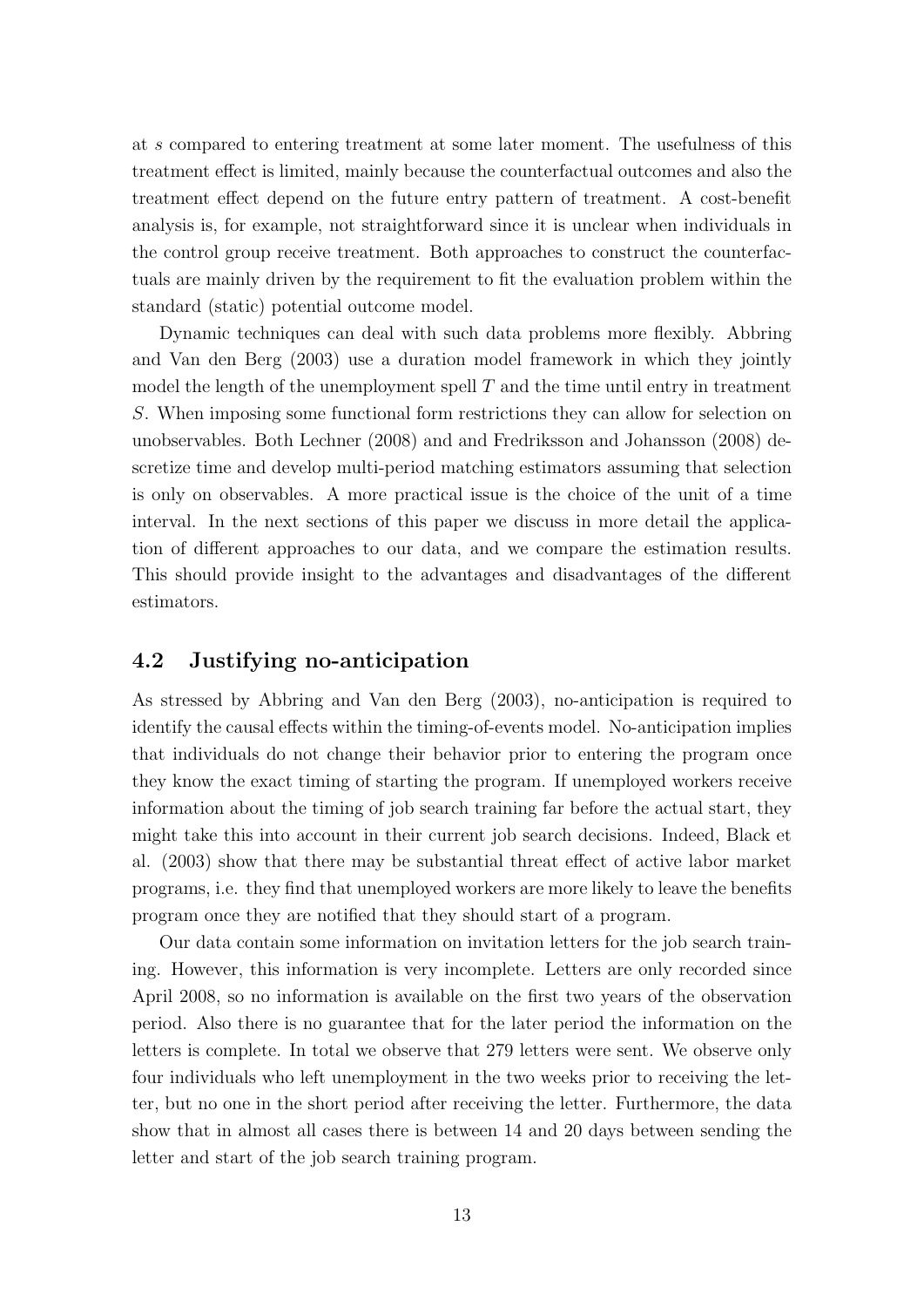at $s$ compared to entering treatment at some later moment. The usefulness of this treatment effect is limited, mainly because the counterfactual outcomes and also the treatment effect depend on the future entry pattern of treatment. A cost-benefit analysis is, for example, not straightforward since it is unclear when individuals in the control group receive treatment. Both approaches to construct the counterfactuals are mainly driven by the requirement to fit the evaluation problem within the standard (static) potential outcome model.

Dynamic techniques can deal with such data problems more flexibly. Abbring and Van den Berg (2003) use a duration model framework in which they jointly model the length of the unemployment spell $T$ and the time until entry in treatment $S$. When imposing some functional form restrictions they can allow for selection on unobservables. Both Lechner (2008) and and Fredriksson and Johansson (2008) descretize time and develop multi-period matching estimators assuming that selection is only on observables. A more practical issue is the choice of the unit of a time interval. In the next sections of this paper we discuss in more detail the application of different approaches to our data, and we compare the estimation results. This should provide insight to the advantages and disadvantages of the different estimators.

## 4.2 Justifying no-anticipation

As stressed by Abbring and Van den Berg (2003), no-anticipation is required to identify the causal effects within the timing-of-events model. No-anticipation implies that individuals do not change their behavior prior to entering the program once they know the exact timing of starting the program. If unemployed workers receive information about the timing of job search training far before the actual start, they might take this into account in their current job search decisions. Indeed, Black et al. (2003) show that there may be substantial threat effect of active labor market programs, i.e. they find that unemployed workers are more likely to leave the benefits program once they are notified that they should start of a program.

Our data contain some information on invitation letters for the job search training. However, this information is very incomplete. Letters are only recorded since April 2008, so no information is available on the first two years of the observation period. Also there is no guarantee that for the later period the information on the letters is complete. In total we observe that 279 letters were sent. We observe only four individuals who left unemployment in the two weeks prior to receiving the letter, but no one in the short period after receiving the letter. Furthermore, the data show that in almost all cases there is between 14 and 20 days between sending the letter and start of the job search training program.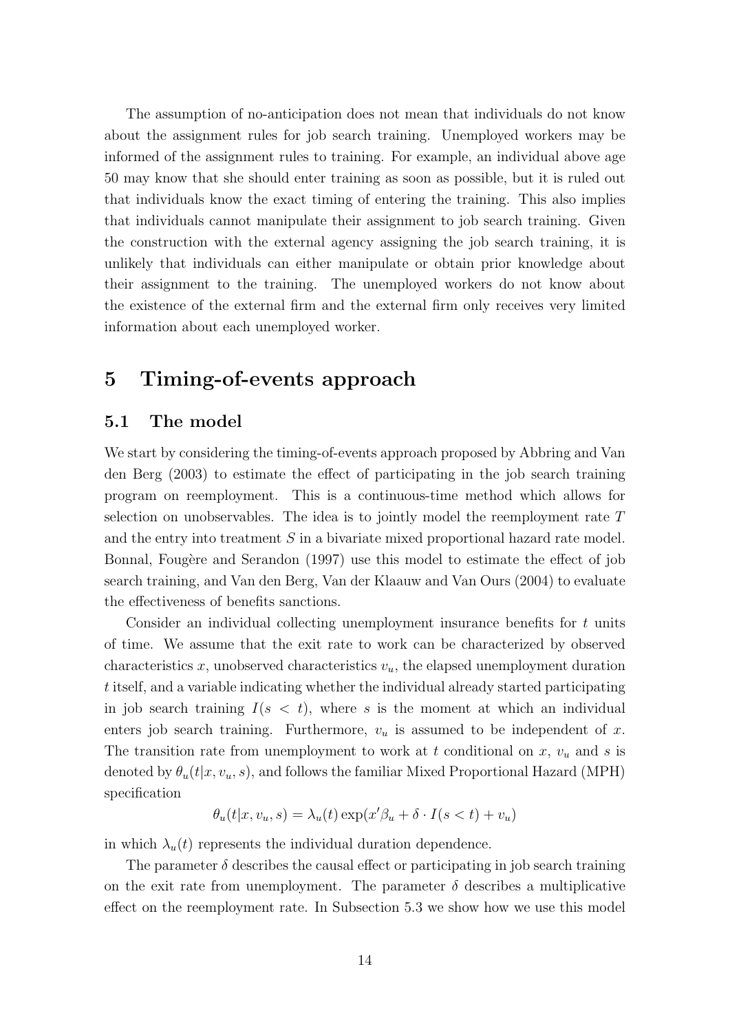The assumption of no-anticipation does not mean that individuals do not know about the assignment rules for job search training. Unemployed workers may be informed of the assignment rules to training. For example, an individual above age 50 may know that she should enter training as soon as possible, but it is ruled out that individuals know the exact timing of entering the training. This also implies that individuals cannot manipulate their assignment to job search training. Given the construction with the external agency assigning the job search training, it is unlikely that individuals can either manipulate or obtain prior knowledge about their assignment to the training. The unemployed workers do not know about the existence of the external firm and the external firm only receives very limited information about each unemployed worker.

# 5 Timing-of-events approach

## 5.1 The model

We start by considering the timing-of-events approach proposed by Abbring and Van den Berg (2003) to estimate the effect of participating in the job search training program on reemployment. This is a continuous-time method which allows for selection on unobservables. The idea is to jointly model the reemployment rate $T$ and the entry into treatment $S$ in a bivariate mixed proportional hazard rate model. Bonnal, Fougère and Serandon (1997) use this model to estimate the effect of job search training, and Van den Berg, Van der Klaauw and Van Ours (2004) to evaluate the effectiveness of benefits sanctions.

Consider an individual collecting unemployment insurance benefits for $t$ units of time. We assume that the exit rate to work can be characterized by observed characteristics $x$, unobserved characteristics $v_u$, the elapsed unemployment duration $t$ itself, and a variable indicating whether the individual already started participating in job search training $I(s < t)$, where $s$ is the moment at which an individual enters job search training. Furthermore, $v_u$ is assumed to be independent of $x$. The transition rate from unemployment to work at $t$ conditional on $x$, $v_u$ and $s$ is denoted by $\theta_u(t|x, v_u, s)$, and follows the familiar Mixed Proportional Hazard (MPH) specification

$$\theta_u(t|x, v_u, s) = \lambda_u(t) \exp(x'\beta_u + \delta \cdot I(s < t) + v_u)$$

in which $\lambda_u(t)$ represents the individual duration dependence.

The parameter $\delta$ describes the causal effect or participating in job search training on the exit rate from unemployment. The parameter $\delta$ describes a multiplicative effect on the reemployment rate. In Subsection 5.3 we show how we use this model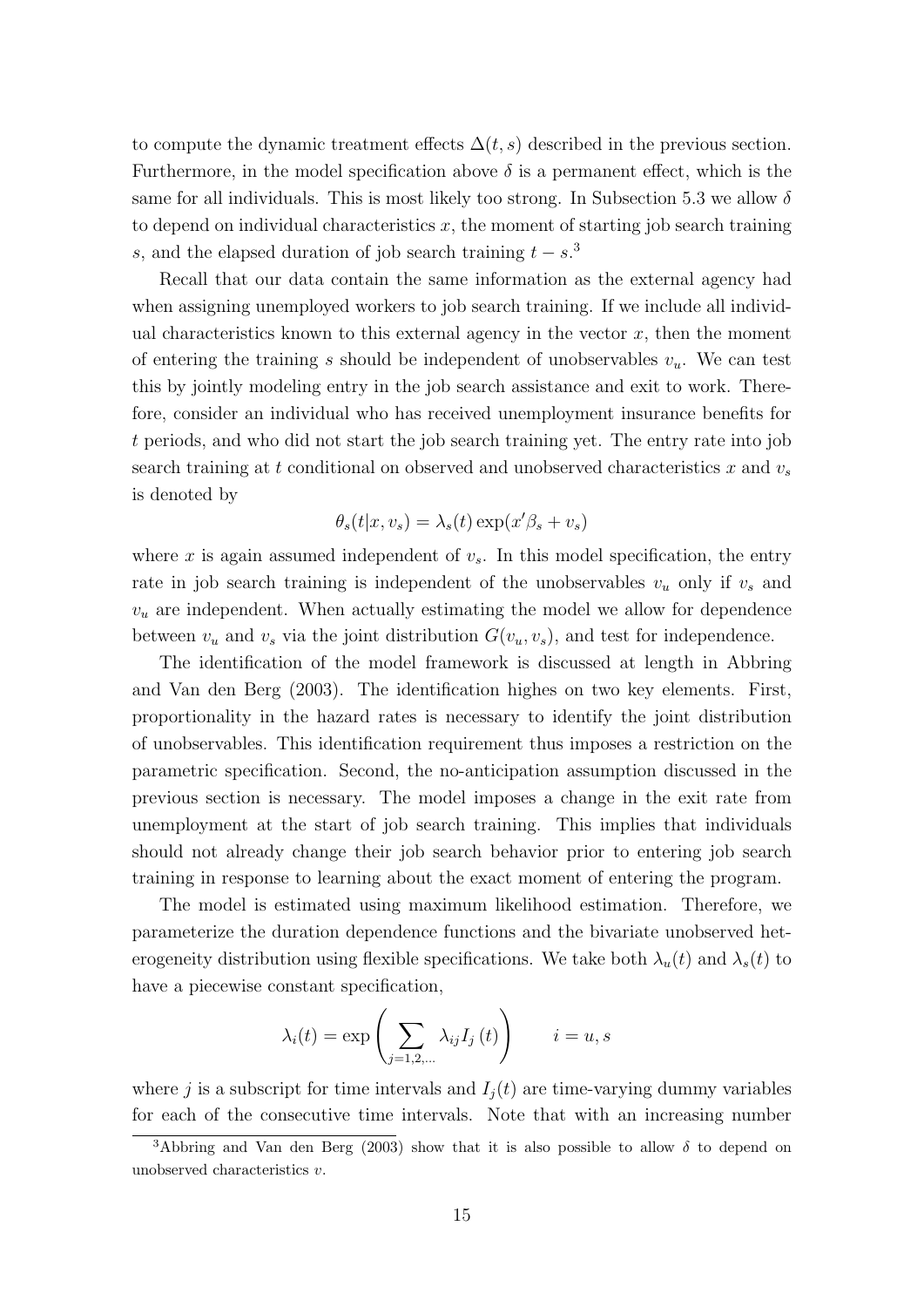to compute the dynamic treatment effects $\Delta(t, s)$ described in the previous section. Furthermore, in the model specification above $\delta$ is a permanent effect, which is the same for all individuals. This is most likely too strong. In Subsection 5.3 we allow $\delta$ to depend on individual characteristics $x$, the moment of starting job search training $s$, and the elapsed duration of job search training $t - s$.[3]

Recall that our data contain the same information as the external agency had when assigning unemployed workers to job search training. If we include all individual characteristics known to this external agency in the vector $x$, then the moment of entering the training $s$ should be independent of unobservables $v_u$. We can test this by jointly modeling entry in the job search assistance and exit to work. Therefore, consider an individual who has received unemployment insurance benefits for $t$ periods, and who did not start the job search training yet. The entry rate into job search training at $t$ conditional on observed and unobserved characteristics $x$ and $v_s$ is denoted by

$$\theta_s(t|x, v_s) = \lambda_s(t) \exp(x'\beta_s + v_s)$$

where $x$ is again assumed independent of $v_s$. In this model specification, the entry rate in job search training is independent of the unobservables $v_u$ only if $v_s$ and $v_u$ are independent. When actually estimating the model we allow for dependence between $v_u$ and $v_s$ via the joint distribution $G(v_u, v_s)$, and test for independence.

The identification of the model framework is discussed at length in Abbring and Van den Berg (2003). The identification highes on two key elements. First, proportionality in the hazard rates is necessary to identify the joint distribution of unobservables. This identification requirement thus imposes a restriction on the parametric specification. Second, the no-anticipation assumption discussed in the previous section is necessary. The model imposes a change in the exit rate from unemployment at the start of job search training. This implies that individuals should not already change their job search behavior prior to entering job search training in response to learning about the exact moment of entering the program.

The model is estimated using maximum likelihood estimation. Therefore, we parameterize the duration dependence functions and the bivariate unobserved heterogeneity distribution using flexible specifications. We take both $\lambda_u(t)$ and $\lambda_s(t)$ to have a piecewise constant specification,

$$\lambda_i(t) = \exp\left(\sum_{j=1,2,\ldots} \lambda_{ij} I_j(t)\right) \qquad i = u, s$$

where $j$ is a subscript for time intervals and $I_j(t)$ are time-varying dummy variables for each of the consecutive time intervals. Note that with an increasing number

[3] Abbring and Van den Berg (2003) show that it is also possible to allow $\delta$ to depend on unobserved characteristics $v$.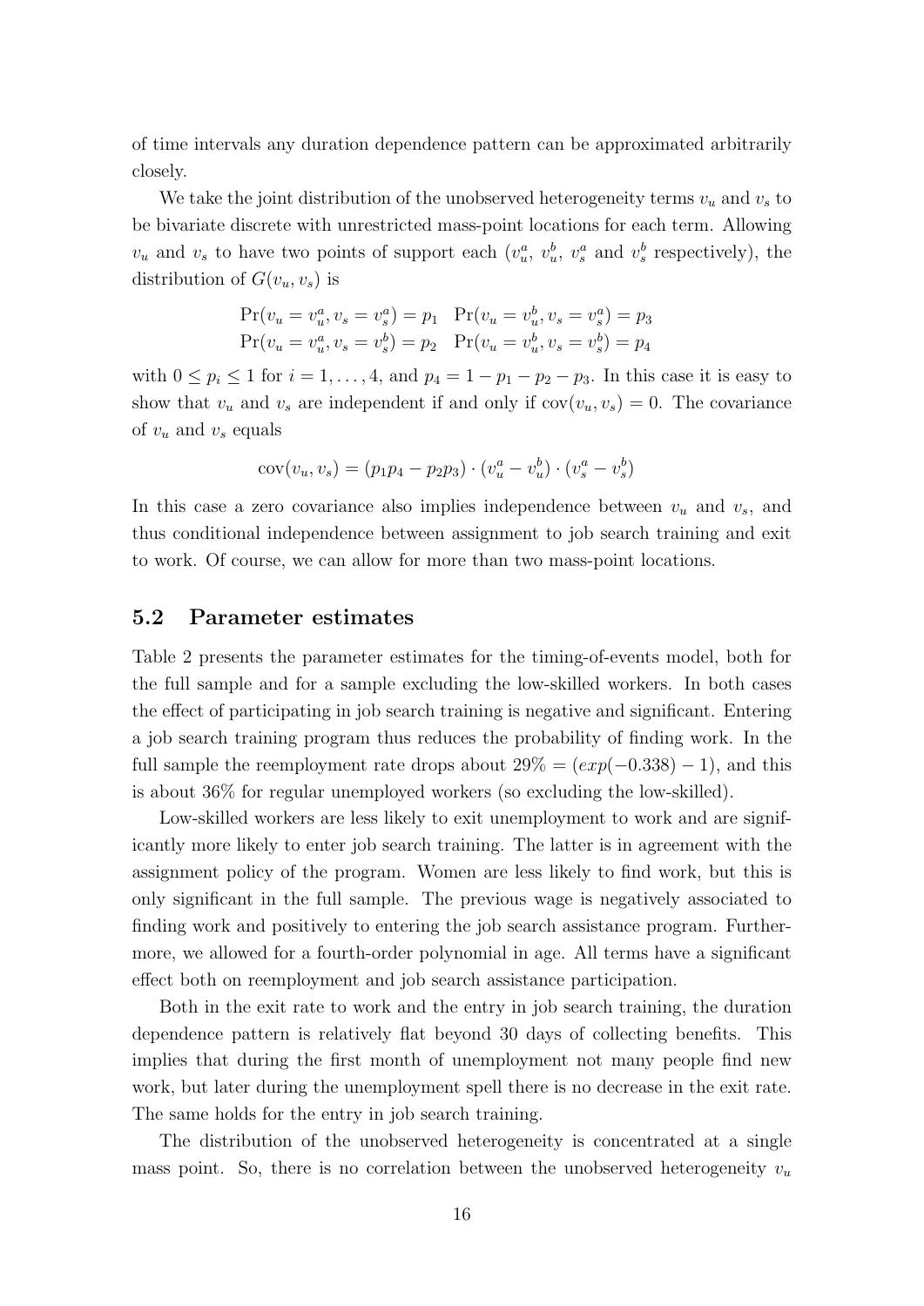of time intervals any duration dependence pattern can be approximated arbitrarily closely.

We take the joint distribution of the unobserved heterogeneity terms $v_u$ and $v_s$ to be bivariate discrete with unrestricted mass-point locations for each term. Allowing $v_u$ and $v_s$ to have two points of support each ($v_u^a$, $v_u^b$, $v_s^a$ and $v_s^b$ respectively), the distribution of $G(v_u, v_s)$ is

$$
\begin{array}{ll}
\Pr(v_u = v_u^a, v_s = v_s^a) = p_1 & \Pr(v_u = v_u^b, v_s = v_s^a) = p_3 \\
\Pr(v_u = v_u^a, v_s = v_s^b) = p_2 & \Pr(v_u = v_u^b, v_s = v_s^b) = p_4
\end{array}
$$

with $0 \leq p_i \leq 1$ for $i = 1, \ldots, 4$, and $p_4 = 1 - p_1 - p_2 - p_3$. In this case it is easy to show that $v_u$ and $v_s$ are independent if and only if $\text{cov}(v_u, v_s) = 0$. The covariance of $v_u$ and $v_s$ equals

$$
\text{cov}(v_u, v_s) = (p_1 p_4 - p_2 p_3) \cdot (v_u^a - v_u^b) \cdot (v_s^a - v_s^b)
$$

In this case a zero covariance also implies independence between $v_u$ and $v_s$, and thus conditional independence between assignment to job search training and exit to work. Of course, we can allow for more than two mass-point locations.

## 5.2 Parameter estimates

Table 2 presents the parameter estimates for the timing-of-events model, both for the full sample and for a sample excluding the low-skilled workers. In both cases the effect of participating in job search training is negative and significant. Entering a job search training program thus reduces the probability of finding work. In the full sample the reemployment rate drops about $29\% = (exp(-0.338) - 1)$, and this is about 36% for regular unemployed workers (so excluding the low-skilled).

Low-skilled workers are less likely to exit unemployment to work and are significantly more likely to enter job search training. The latter is in agreement with the assignment policy of the program. Women are less likely to find work, but this is only significant in the full sample. The previous wage is negatively associated to finding work and positively to entering the job search assistance program. Furthermore, we allowed for a fourth-order polynomial in age. All terms have a significant effect both on reemployment and job search assistance participation.

Both in the exit rate to work and the entry in job search training, the duration dependence pattern is relatively flat beyond 30 days of collecting benefits. This implies that during the first month of unemployment not many people find new work, but later during the unemployment spell there is no decrease in the exit rate. The same holds for the entry in job search training.

The distribution of the unobserved heterogeneity is concentrated at a single mass point. So, there is no correlation between the unobserved heterogeneity $v_u$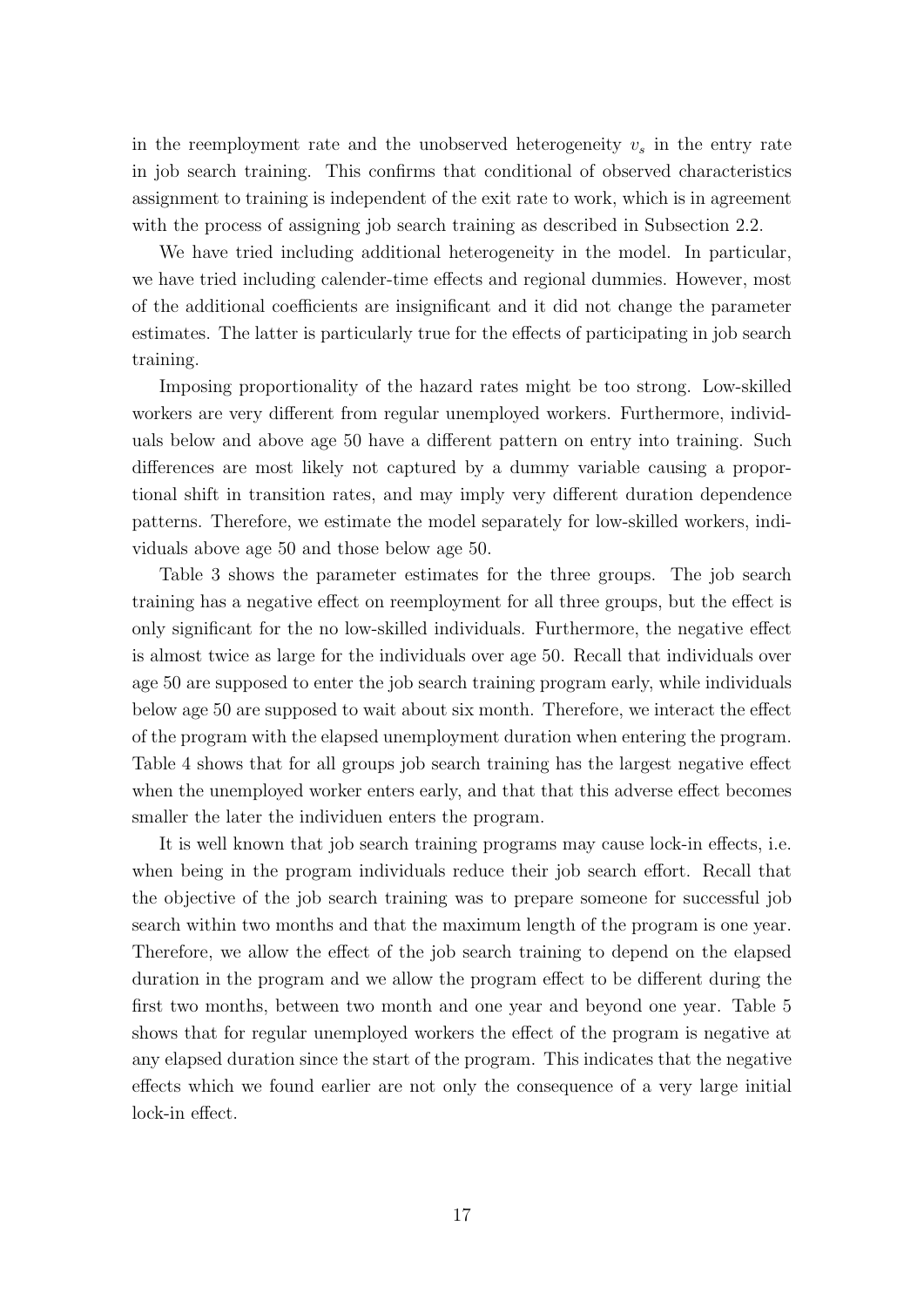in the reemployment rate and the unobserved heterogeneity $v_s$ in the entry rate in job search training. This confirms that conditional of observed characteristics assignment to training is independent of the exit rate to work, which is in agreement with the process of assigning job search training as described in Subsection 2.2.

We have tried including additional heterogeneity in the model. In particular, we have tried including calender-time effects and regional dummies. However, most of the additional coefficients are insignificant and it did not change the parameter estimates. The latter is particularly true for the effects of participating in job search training.

Imposing proportionality of the hazard rates might be too strong. Low-skilled workers are very different from regular unemployed workers. Furthermore, individuals below and above age 50 have a different pattern on entry into training. Such differences are most likely not captured by a dummy variable causing a proportional shift in transition rates, and may imply very different duration dependence patterns. Therefore, we estimate the model separately for low-skilled workers, individuals above age 50 and those below age 50.

Table 3 shows the parameter estimates for the three groups. The job search training has a negative effect on reemployment for all three groups, but the effect is only significant for the no low-skilled individuals. Furthermore, the negative effect is almost twice as large for the individuals over age 50. Recall that individuals over age 50 are supposed to enter the job search training program early, while individuals below age 50 are supposed to wait about six month. Therefore, we interact the effect of the program with the elapsed unemployment duration when entering the program. Table 4 shows that for all groups job search training has the largest negative effect when the unemployed worker enters early, and that that this adverse effect becomes smaller the later the individuen enters the program.

It is well known that job search training programs may cause lock-in effects, i.e. when being in the program individuals reduce their job search effort. Recall that the objective of the job search training was to prepare someone for successful job search within two months and that the maximum length of the program is one year. Therefore, we allow the effect of the job search training to depend on the elapsed duration in the program and we allow the program effect to be different during the first two months, between two month and one year and beyond one year. Table 5 shows that for regular unemployed workers the effect of the program is negative at any elapsed duration since the start of the program. This indicates that the negative effects which we found earlier are not only the consequence of a very large initial lock-in effect.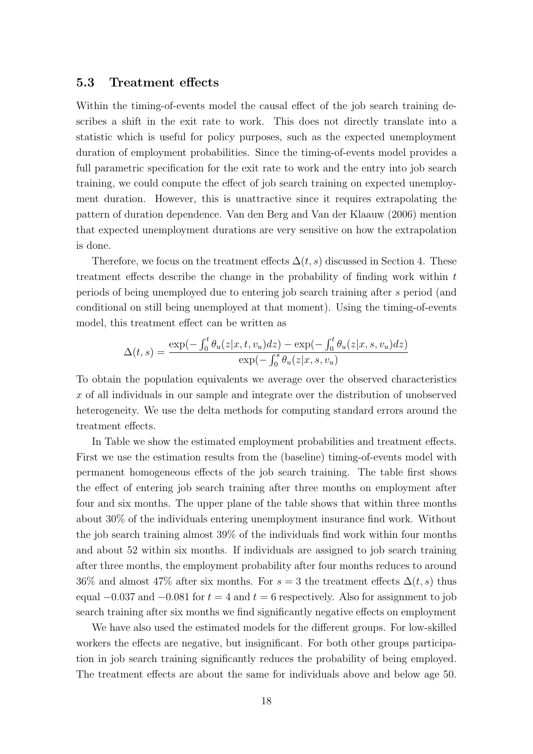### 5.3 Treatment effects

Within the timing-of-events model the causal effect of the job search training describes a shift in the exit rate to work. This does not directly translate into a statistic which is useful for policy purposes, such as the expected unemployment duration of employment probabilities. Since the timing-of-events model provides a full parametric specification for the exit rate to work and the entry into job search training, we could compute the effect of job search training on expected unemployment duration. However, this is unattractive since it requires extrapolating the pattern of duration dependence. Van den Berg and Van der Klaauw (2006) mention that expected unemployment durations are very sensitive on how the extrapolation is done.

Therefore, we focus on the treatment effects $\Delta(t, s)$ discussed in Section 4. These treatment effects describe the change in the probability of finding work within $t$ periods of being unemployed due to entering job search training after $s$ period (and conditional on still being unemployed at that moment). Using the timing-of-events model, this treatment effect can be written as

$$\Delta(t, s) = \frac{\exp(-\int_0^t \theta_u(z|x, t, v_u)dz) - \exp(-\int_0^t \theta_u(z|x, s, v_u)dz)}{\exp(-\int_0^s \theta_u(z|x, s, v_u)}$$

To obtain the population equivalents we average over the observed characteristics $x$ of all individuals in our sample and integrate over the distribution of unobserved heterogeneity. We use the delta methods for computing standard errors around the treatment effects.

In Table we show the estimated employment probabilities and treatment effects. First we use the estimation results from the (baseline) timing-of-events model with permanent homogeneous effects of the job search training. The table first shows the effect of entering job search training after three months on employment after four and six months. The upper plane of the table shows that within three months about 30% of the individuals entering unemployment insurance find work. Without the job search training almost 39% of the individuals find work within four months and about 52 within six months. If individuals are assigned to job search training after three months, the employment probability after four months reduces to around 36% and almost 47% after six months. For $s = 3$ the treatment effects $\Delta(t, s)$ thus equal $-0.037$ and $-0.081$ for $t = 4$ and $t = 6$ respectively. Also for assignment to job search training after six months we find significantly negative effects on employment

We have also used the estimated models for the different groups. For low-skilled workers the effects are negative, but insignificant. For both other groups participation in job search training significantly reduces the probability of being employed. The treatment effects are about the same for individuals above and below age 50.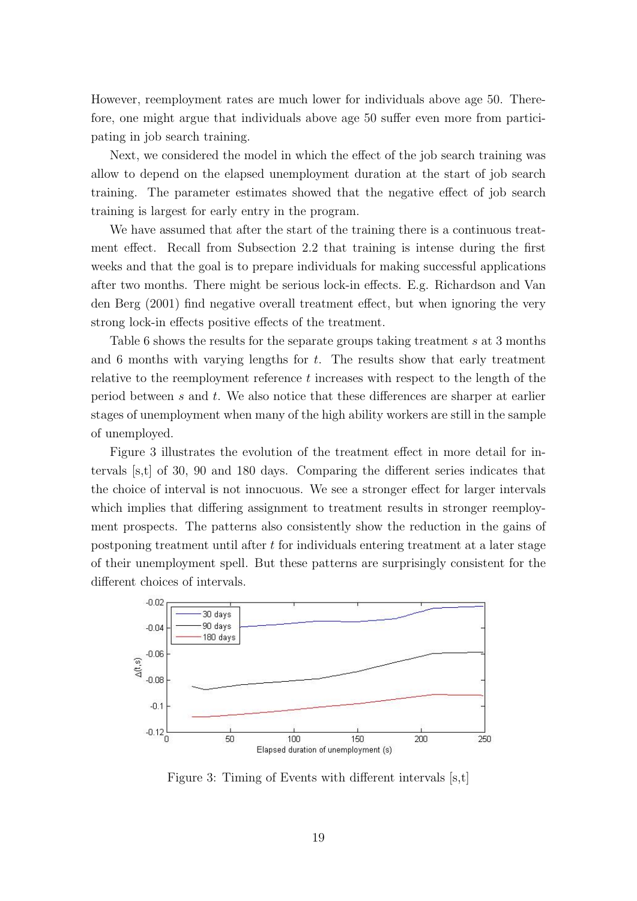However, reemployment rates are much lower for individuals above age 50. Therefore, one might argue that individuals above age 50 suffer even more from participating in job search training.

Next, we considered the model in which the effect of the job search training was allow to depend on the elapsed unemployment duration at the start of job search training. The parameter estimates showed that the negative effect of job search training is largest for early entry in the program.

We have assumed that after the start of the training there is a continuous treatment effect. Recall from Subsection 2.2 that training is intense during the first weeks and that the goal is to prepare individuals for making successful applications after two months. There might be serious lock-in effects. E.g. Richardson and Van den Berg (2001) find negative overall treatment effect, but when ignoring the very strong lock-in effects positive effects of the treatment.

Table 6 shows the results for the separate groups taking treatment $s$ at 3 months and 6 months with varying lengths for $t$. The results show that early treatment relative to the reemployment reference $t$ increases with respect to the length of the period between $s$ and $t$. We also notice that these differences are sharper at earlier stages of unemployment when many of the high ability workers are still in the sample of unemployed.

Figure 3 illustrates the evolution of the treatment effect in more detail for intervals [s,t] of 30, 90 and 180 days. Comparing the different series indicates that the choice of interval is not innocuous. We see a stronger effect for larger intervals which implies that differing assignment to treatment results in stronger reemployment prospects. The patterns also consistently show the reduction in the gains of postponing treatment until after $t$ for individuals entering treatment at a later stage of their unemployment spell. But these patterns are surprisingly consistent for the different choices of intervals.

Figure 3: Timing of Events with different intervals [s,t]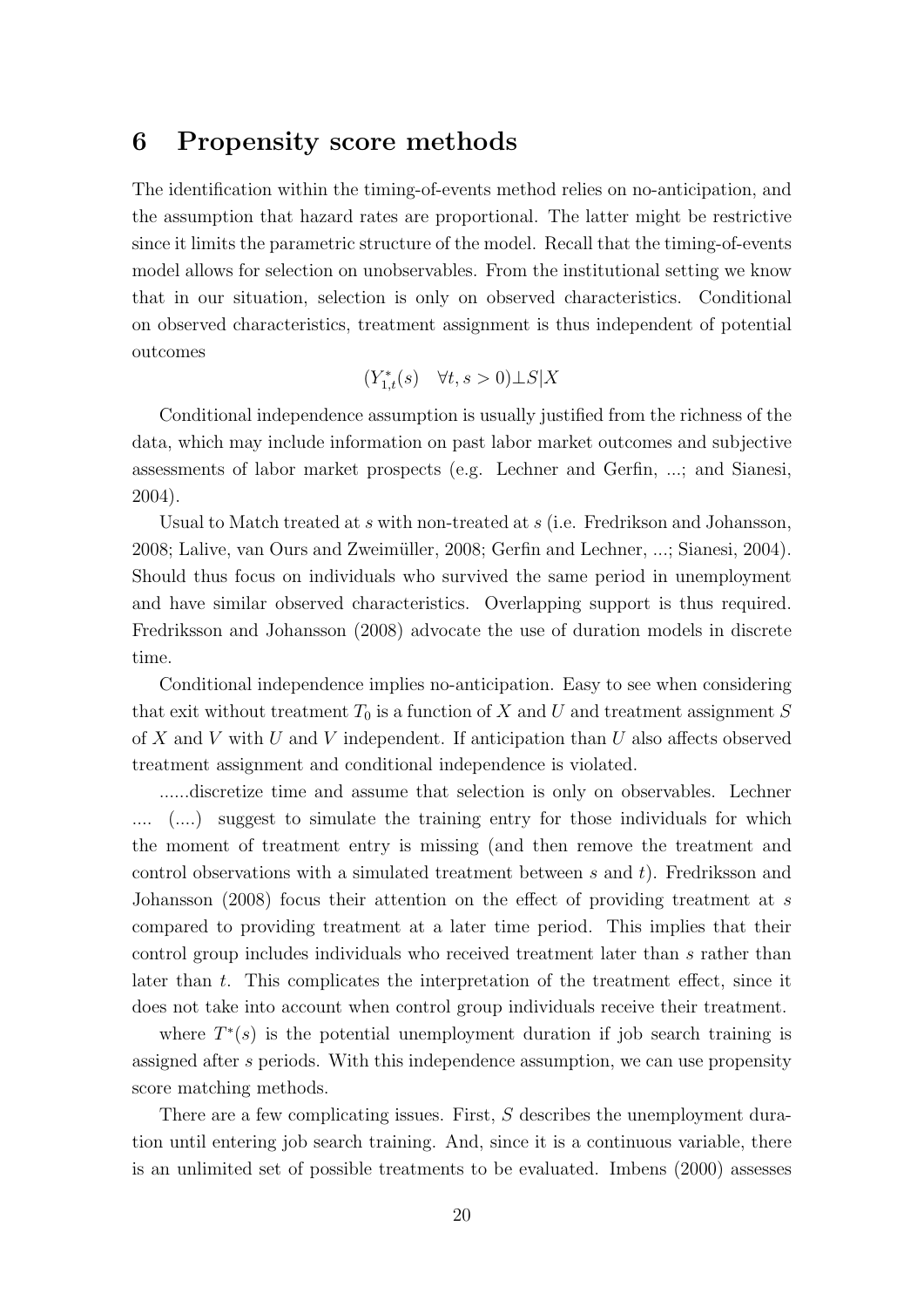# 6 Propensity score methods

The identification within the timing-of-events method relies on no-anticipation, and the assumption that hazard rates are proportional. The latter might be restrictive since it limits the parametric structure of the model. Recall that the timing-of-events model allows for selection on unobservables. From the institutional setting we know that in our situation, selection is only on observed characteristics. Conditional on observed characteristics, treatment assignment is thus independent of potential outcomes

$$(Y^*_{1,t}(s) \quad \forall t, s > 0) \perp S | X$$

Conditional independence assumption is usually justified from the richness of the data, which may include information on past labor market outcomes and subjective assessments of labor market prospects (e.g. Lechner and Gerfin, ...; and Sianesi, 2004).

Usual to Match treated at $s$ with non-treated at $s$ (i.e. Fredrikson and Johansson, 2008; Lalive, van Ours and Zweimüller, 2008; Gerfin and Lechner, ...; Sianesi, 2004). Should thus focus on individuals who survived the same period in unemployment and have similar observed characteristics. Overlapping support is thus required. Fredriksson and Johansson (2008) advocate the use of duration models in discrete time.

Conditional independence implies no-anticipation. Easy to see when considering that exit without treatment $T_0$ is a function of $X$ and $U$ and treatment assignment $S$ of $X$ and $V$ with $U$ and $V$ independent. If anticipation than $U$ also affects observed treatment assignment and conditional independence is violated.

......discretize time and assume that selection is only on observables. Lechner .... (....) suggest to simulate the training entry for those individuals for which the moment of treatment entry is missing (and then remove the treatment and control observations with a simulated treatment between $s$ and $t$). Fredriksson and Johansson (2008) focus their attention on the effect of providing treatment at $s$ compared to providing treatment at a later time period. This implies that their control group includes individuals who received treatment later than $s$ rather than later than $t$. This complicates the interpretation of the treatment effect, since it does not take into account when control group individuals receive their treatment.

where $T^*(s)$ is the potential unemployment duration if job search training is assigned after $s$ periods. With this independence assumption, we can use propensity score matching methods.

There are a few complicating issues. First, $S$ describes the unemployment duration until entering job search training. And, since it is a continuous variable, there is an unlimited set of possible treatments to be evaluated. Imbens (2000) assesses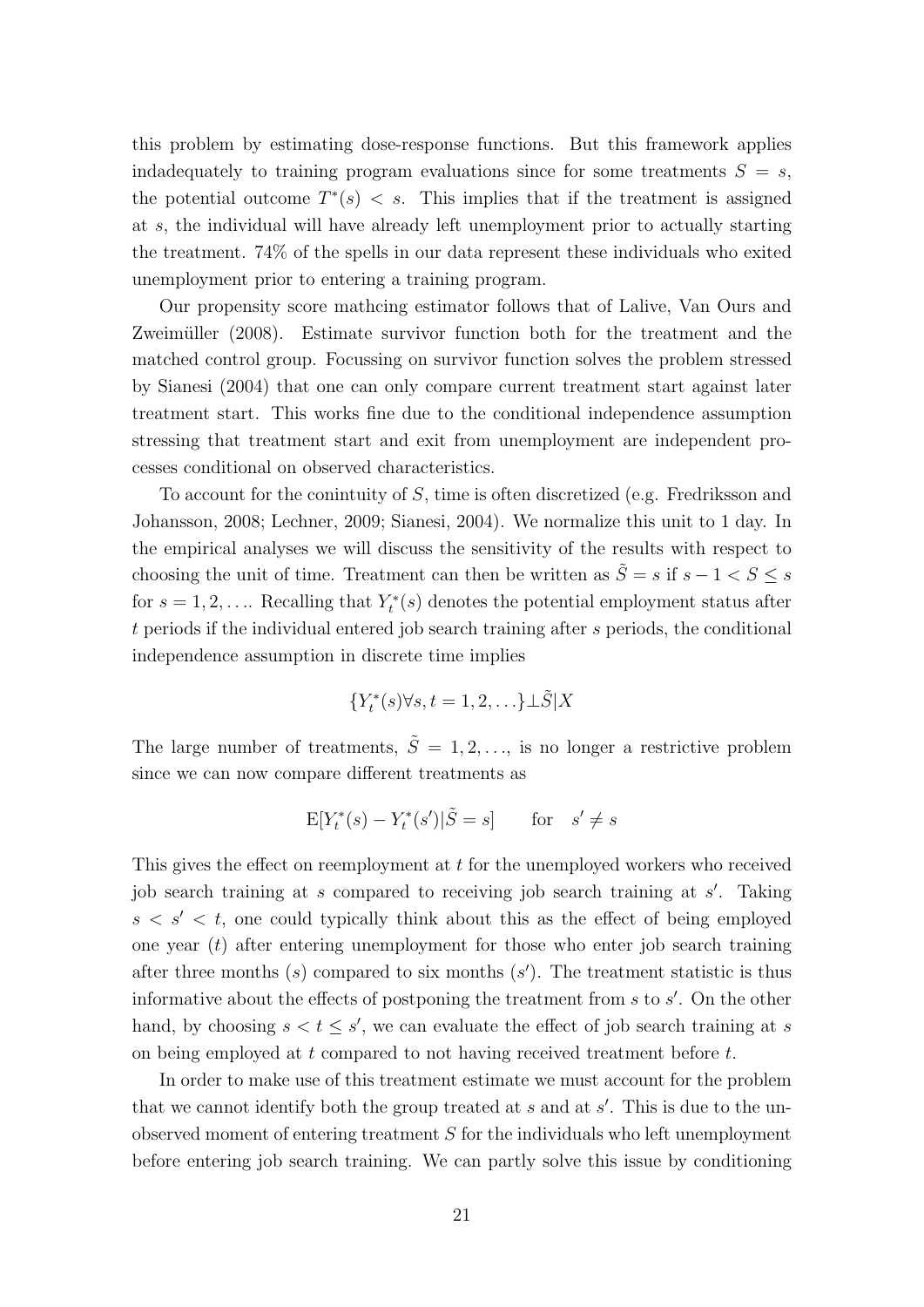this problem by estimating dose-response functions. But this framework applies indadequately to training program evaluations since for some treatments $S = s$, the potential outcome $T^*(s) < s$. This implies that if the treatment is assigned at $s$, the individual will have already left unemployment prior to actually starting the treatment. 74% of the spells in our data represent these individuals who exited unemployment prior to entering a training program.

Our propensity score mathcing estimator follows that of Lalive, Van Ours and Zweimüller (2008). Estimate survivor function both for the treatment and the matched control group. Focussing on survivor function solves the problem stressed by Sianesi (2004) that one can only compare current treatment start against later treatment start. This works fine due to the conditional independence assumption stressing that treatment start and exit from unemployment are independent processes conditional on observed characteristics.

To account for the conintuity of $S$, time is often discretized (e.g. Fredriksson and Johansson, 2008; Lechner, 2009; Sianesi, 2004). We normalize this unit to 1 day. In the empirical analyses we will discuss the sensitivity of the results with respect to choosing the unit of time. Treatment can then be written as $\tilde{S} = s$ if $s - 1 < S \leq s$ for $s = 1, 2, \ldots$. Recalling that $Y_t^*(s)$ denotes the potential employment status after $t$ periods if the individual entered job search training after $s$ periods, the conditional independence assumption in discrete time implies

$$\{Y_t^*(s) \forall s, t = 1, 2, \ldots\} \perp \tilde{S} | X$$

The large number of treatments, $\tilde{S} = 1, 2, \ldots$, is no longer a restrictive problem since we can now compare different treatments as

$$\mathrm{E}[Y_t^*(s) - Y_t^*(s') | \tilde{S} = s] \qquad \text{for} \quad s' \neq s$$

This gives the effect on reemployment at $t$ for the unemployed workers who received job search training at $s$ compared to receiving job search training at $s'$. Taking $s < s' < t$, one could typically think about this as the effect of being employed one year ($t$) after entering unemployment for those who enter job search training after three months ($s$) compared to six months ($s'$). The treatment statistic is thus informative about the effects of postponing the treatment from $s$ to $s'$. On the other hand, by choosing $s < t \leq s'$, we can evaluate the effect of job search training at $s$ on being employed at $t$ compared to not having received treatment before $t$.

In order to make use of this treatment estimate we must account for the problem that we cannot identify both the group treated at $s$ and at $s'$. This is due to the unobserved moment of entering treatment $S$ for the individuals who left unemployment before entering job search training. We can partly solve this issue by conditioning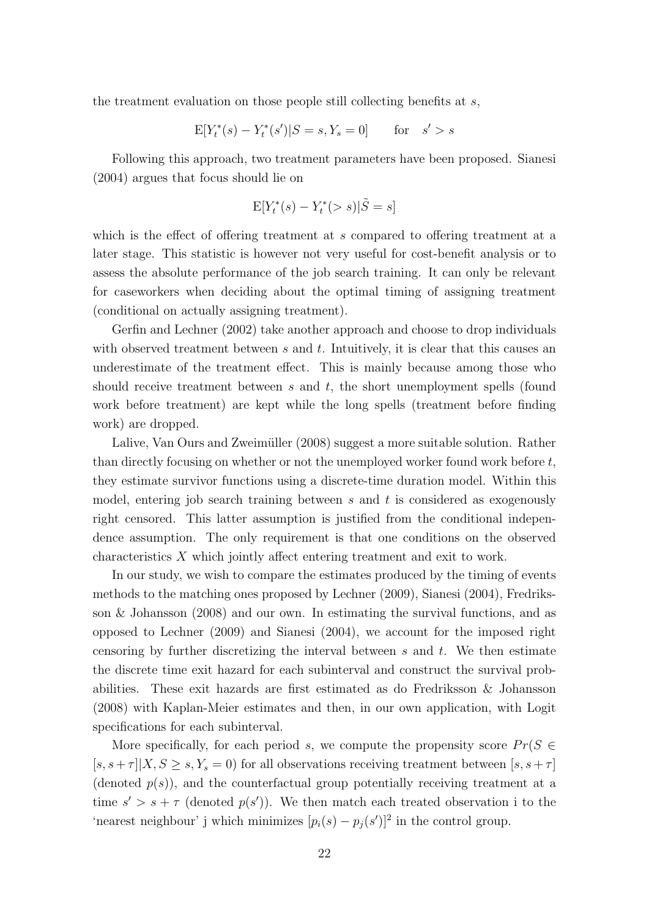the treatment evaluation on those people still collecting benefits at $s$,

$$\mathrm{E}[Y_t^*(s) - Y_t^*(s')|S = s, Y_s = 0] \qquad \text{for} \quad s' > s$$

Following this approach, two treatment parameters have been proposed. Sianesi (2004) argues that focus should lie on

$$\mathrm{E}[Y_t^*(s) - Y_t^*(> s)|\tilde{S} = s]$$

which is the effect of offering treatment at $s$ compared to offering treatment at a later stage. This statistic is however not very useful for cost-benefit analysis or to assess the absolute performance of the job search training. It can only be relevant for caseworkers when deciding about the optimal timing of assigning treatment (conditional on actually assigning treatment).

Gerfin and Lechner (2002) take another approach and choose to drop individuals with observed treatment between $s$ and $t$. Intuitively, it is clear that this causes an underestimate of the treatment effect. This is mainly because among those who should receive treatment between $s$ and $t$, the short unemployment spells (found work before treatment) are kept while the long spells (treatment before finding work) are dropped.

Lalive, Van Ours and Zweimüller (2008) suggest a more suitable solution. Rather than directly focusing on whether or not the unemployed worker found work before $t$, they estimate survivor functions using a discrete-time duration model. Within this model, entering job search training between $s$ and $t$ is considered as exogenously right censored. This latter assumption is justified from the conditional independence assumption. The only requirement is that one conditions on the observed characteristics $X$ which jointly affect entering treatment and exit to work.

In our study, we wish to compare the estimates produced by the timing of events methods to the matching ones proposed by Lechner (2009), Sianesi (2004), Fredriksson & Johansson (2008) and our own. In estimating the survival functions, and as opposed to Lechner (2009) and Sianesi (2004), we account for the imposed right censoring by further discretizing the interval between $s$ and $t$. We then estimate the discrete time exit hazard for each subinterval and construct the survival probabilities. These exit hazards are first estimated as do Fredriksson & Johansson (2008) with Kaplan-Meier estimates and then, in our own application, with Logit specifications for each subinterval.

More specifically, for each period $s$, we compute the propensity score $Pr(S \in [s, s+\tau]|X, S \geq s, Y_s = 0)$ for all observations receiving treatment between $[s, s+\tau]$ (denoted $p(s)$), and the counterfactual group potentially receiving treatment at a time $s' > s + \tau$ (denoted $p(s')$). We then match each treated observation i to the 'nearest neighbour' j which minimizes $[p_i(s) - p_j(s')]^2$ in the control group.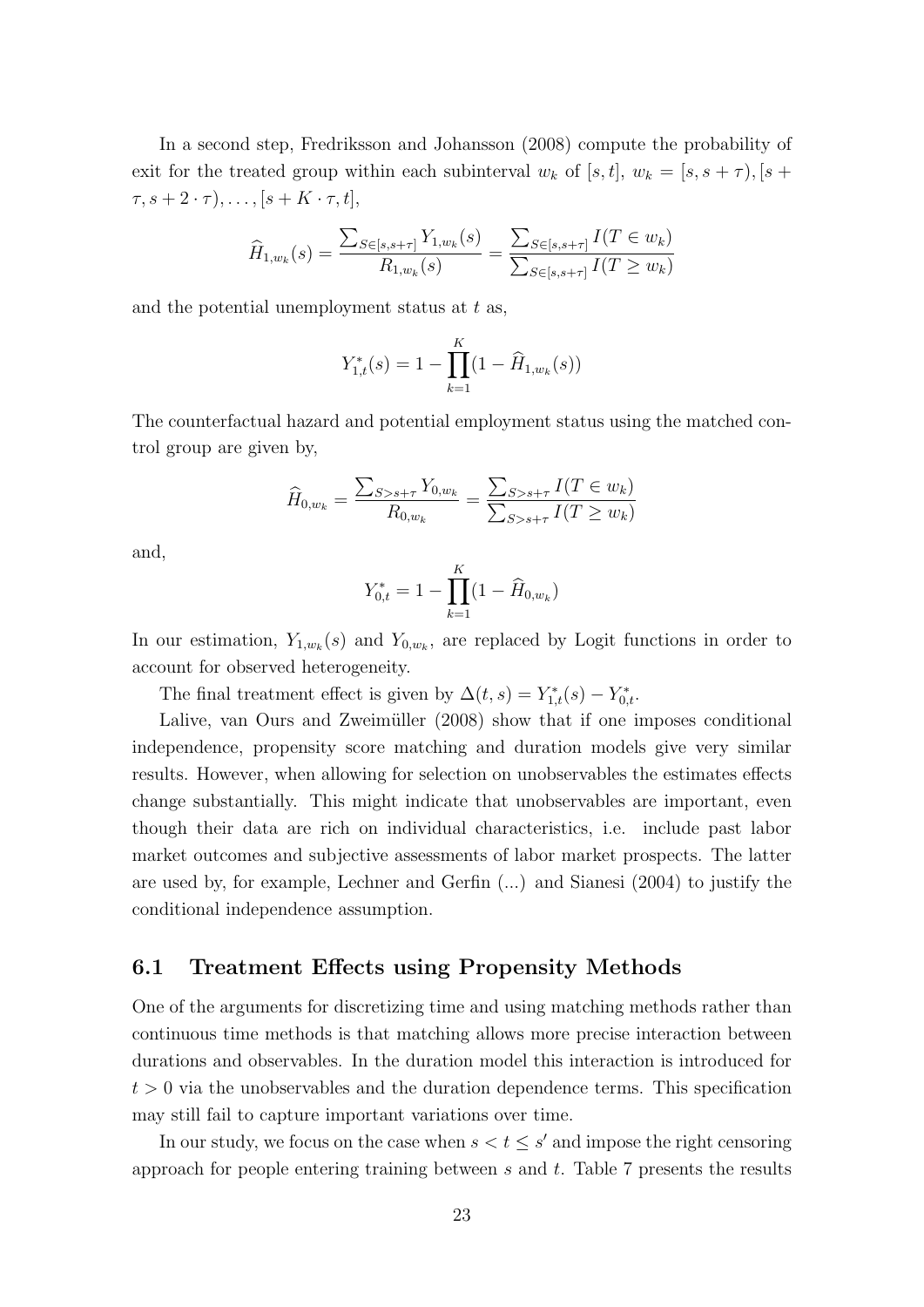In a second step, Fredriksson and Johansson (2008) compute the probability of exit for the treated group within each subinterval $w_k$ of $[s,t]$, $w_k = [s, s+\tau), [s+\tau, s+2\cdot\tau), \ldots, [s+K\cdot\tau, t]$,

$$\widehat{H}_{1,w_k}(s) = \frac{\sum_{S\in[s,s+\tau]} Y_{1,w_k}(s)}{R_{1,w_k}(s)} = \frac{\sum_{S\in[s,s+\tau]} I(T \in w_k)}{\sum_{S\in[s,s+\tau]} I(T \geq w_k)}$$

and the potential unemployment status at $t$ as,

$$Y^*_{1,t}(s) = 1 - \prod_{k=1}^{K}(1 - \widehat{H}_{1,w_k}(s))$$

The counterfactual hazard and potential employment status using the matched control group are given by,

$$\widehat{H}_{0,w_k} = \frac{\sum_{S>s+\tau} Y_{0,w_k}}{R_{0,w_k}} = \frac{\sum_{S>s+\tau} I(T \in w_k)}{\sum_{S>s+\tau} I(T \geq w_k)}$$

and,

$$Y^*_{0,t} = 1 - \prod_{k=1}^{K}(1 - \widehat{H}_{0,w_k})$$

In our estimation, $Y_{1,w_k}(s)$ and $Y_{0,w_k}$, are replaced by Logit functions in order to account for observed heterogeneity.

The final treatment effect is given by $\Delta(t,s) = Y^*_{1,t}(s) - Y^*_{0,t}$.

Lalive, van Ours and Zweimüller (2008) show that if one imposes conditional independence, propensity score matching and duration models give very similar results. However, when allowing for selection on unobservables the estimates effects change substantially. This might indicate that unobservables are important, even though their data are rich on individual characteristics, i.e. include past labor market outcomes and subjective assessments of labor market prospects. The latter are used by, for example, Lechner and Gerfin (...) and Sianesi (2004) to justify the conditional independence assumption.

### 6.1 Treatment Effects using Propensity Methods

One of the arguments for discretizing time and using matching methods rather than continuous time methods is that matching allows more precise interaction between durations and observables. In the duration model this interaction is introduced for $t > 0$ via the unobservables and the duration dependence terms. This specification may still fail to capture important variations over time.

In our study, we focus on the case when $s < t \leq s'$ and impose the right censoring approach for people entering training between $s$ and $t$. Table 7 presents the results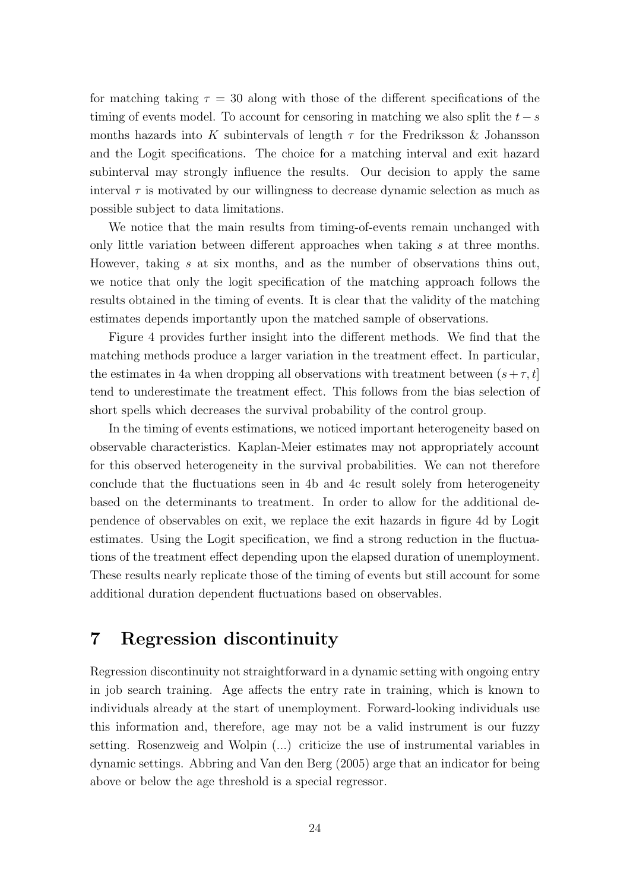for matching taking $\tau = 30$ along with those of the different specifications of the timing of events model. To account for censoring in matching we also split the $t-s$ months hazards into $K$ subintervals of length $\tau$ for the Fredriksson & Johansson and the Logit specifications. The choice for a matching interval and exit hazard subinterval may strongly influence the results. Our decision to apply the same interval $\tau$ is motivated by our willingness to decrease dynamic selection as much as possible subject to data limitations.

We notice that the main results from timing-of-events remain unchanged with only little variation between different approaches when taking $s$ at three months. However, taking $s$ at six months, and as the number of observations thins out, we notice that only the logit specification of the matching approach follows the results obtained in the timing of events. It is clear that the validity of the matching estimates depends importantly upon the matched sample of observations.

Figure 4 provides further insight into the different methods. We find that the matching methods produce a larger variation in the treatment effect. In particular, the estimates in 4a when dropping all observations with treatment between $(s+\tau, t]$ tend to underestimate the treatment effect. This follows from the bias selection of short spells which decreases the survival probability of the control group.

In the timing of events estimations, we noticed important heterogeneity based on observable characteristics. Kaplan-Meier estimates may not appropriately account for this observed heterogeneity in the survival probabilities. We can not therefore conclude that the fluctuations seen in 4b and 4c result solely from heterogeneity based on the determinants to treatment. In order to allow for the additional dependence of observables on exit, we replace the exit hazards in figure 4d by Logit estimates. Using the Logit specification, we find a strong reduction in the fluctuations of the treatment effect depending upon the elapsed duration of unemployment. These results nearly replicate those of the timing of events but still account for some additional duration dependent fluctuations based on observables.

# 7 Regression discontinuity

Regression discontinuity not straightforward in a dynamic setting with ongoing entry in job search training. Age affects the entry rate in training, which is known to individuals already at the start of unemployment. Forward-looking individuals use this information and, therefore, age may not be a valid instrument is our fuzzy setting. Rosenzweig and Wolpin (...) criticize the use of instrumental variables in dynamic settings. Abbring and Van den Berg (2005) arge that an indicator for being above or below the age threshold is a special regressor.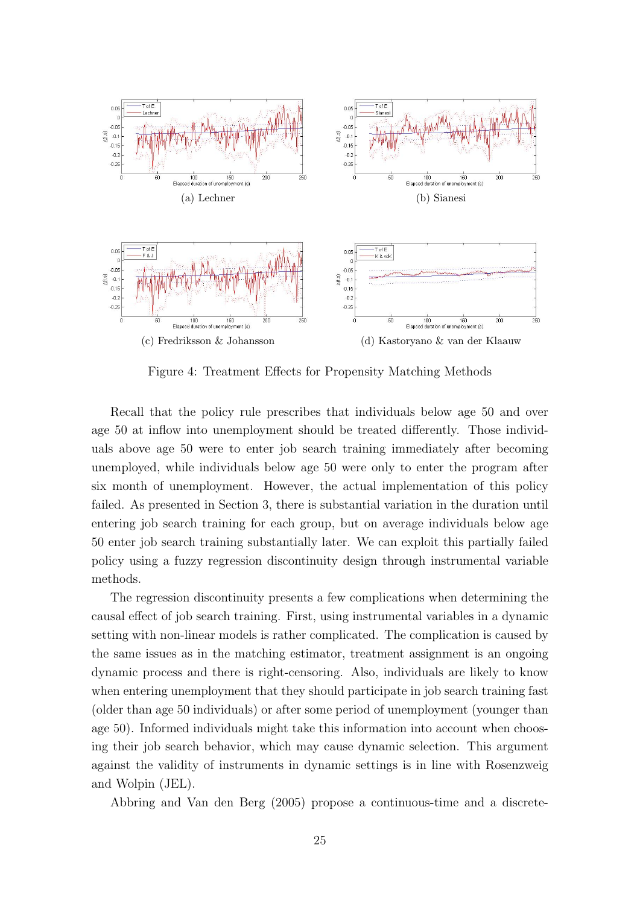(a) Lechner

(b) Sianesi

(c) Fredriksson & Johansson

(d) Kastoryano & van der Klaauw

Figure 4: Treatment Effects for Propensity Matching Methods

Recall that the policy rule prescribes that individuals below age 50 and over age 50 at inflow into unemployment should be treated differently. Those individuals above age 50 were to enter job search training immediately after becoming unemployed, while individuals below age 50 were only to enter the program after six month of unemployment. However, the actual implementation of this policy failed. As presented in Section 3, there is substantial variation in the duration until entering job search training for each group, but on average individuals below age 50 enter job search training substantially later. We can exploit this partially failed policy using a fuzzy regression discontinuity design through instrumental variable methods.

The regression discontinuity presents a few complications when determining the causal effect of job search training. First, using instrumental variables in a dynamic setting with non-linear models is rather complicated. The complication is caused by the same issues as in the matching estimator, treatment assignment is an ongoing dynamic process and there is right-censoring. Also, individuals are likely to know when entering unemployment that they should participate in job search training fast (older than age 50 individuals) or after some period of unemployment (younger than age 50). Informed individuals might take this information into account when choosing their job search behavior, which may cause dynamic selection. This argument against the validity of instruments in dynamic settings is in line with Rosenzweig and Wolpin (JEL).

Abbring and Van den Berg (2005) propose a continuous-time and a discrete-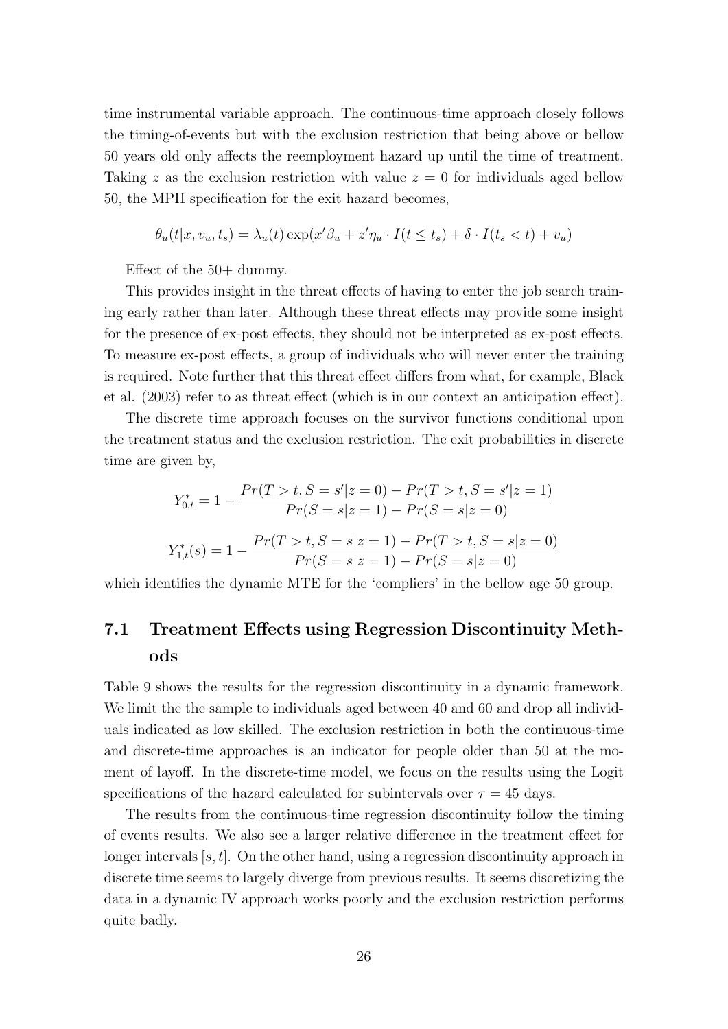time instrumental variable approach. The continuous-time approach closely follows the timing-of-events but with the exclusion restriction that being above or bellow 50 years old only affects the reemployment hazard up until the time of treatment. Taking $z$ as the exclusion restriction with value $z = 0$ for individuals aged bellow 50, the MPH specification for the exit hazard becomes,

$$\theta_u(t|x, v_u, t_s) = \lambda_u(t) \exp(x'\beta_u + z'\eta_u \cdot I(t \leq t_s) + \delta \cdot I(t_s < t) + v_u)$$

Effect of the 50+ dummy.

This provides insight in the threat effects of having to enter the job search training early rather than later. Although these threat effects may provide some insight for the presence of ex-post effects, they should not be interpreted as ex-post effects. To measure ex-post effects, a group of individuals who will never enter the training is required. Note further that this threat effect differs from what, for example, Black et al. (2003) refer to as threat effect (which is in our context an anticipation effect).

The discrete time approach focuses on the survivor functions conditional upon the treatment status and the exclusion restriction. The exit probabilities in discrete time are given by,

$$Y^*_{0,t} = 1 - \frac{Pr(T > t, S = s'|z = 0) - Pr(T > t, S = s'|z = 1)}{Pr(S = s|z = 1) - Pr(S = s|z = 0)}$$

$$Y^*_{1,t}(s) = 1 - \frac{Pr(T > t, S = s|z = 1) - Pr(T > t, S = s|z = 0)}{Pr(S = s|z = 1) - Pr(S = s|z = 0)}$$

which identifies the dynamic MTE for the 'compliers' in the bellow age 50 group.

## 7.1 Treatment Effects using Regression Discontinuity Methods

Table 9 shows the results for the regression discontinuity in a dynamic framework. We limit the the sample to individuals aged between 40 and 60 and drop all individuals indicated as low skilled. The exclusion restriction in both the continuous-time and discrete-time approaches is an indicator for people older than 50 at the moment of layoff. In the discrete-time model, we focus on the results using the Logit specifications of the hazard calculated for subintervals over $\tau = 45$ days.

The results from the continuous-time regression discontinuity follow the timing of events results. We also see a larger relative difference in the treatment effect for longer intervals $[s, t]$. On the other hand, using a regression discontinuity approach in discrete time seems to largely diverge from previous results. It seems discretizing the data in a dynamic IV approach works poorly and the exclusion restriction performs quite badly.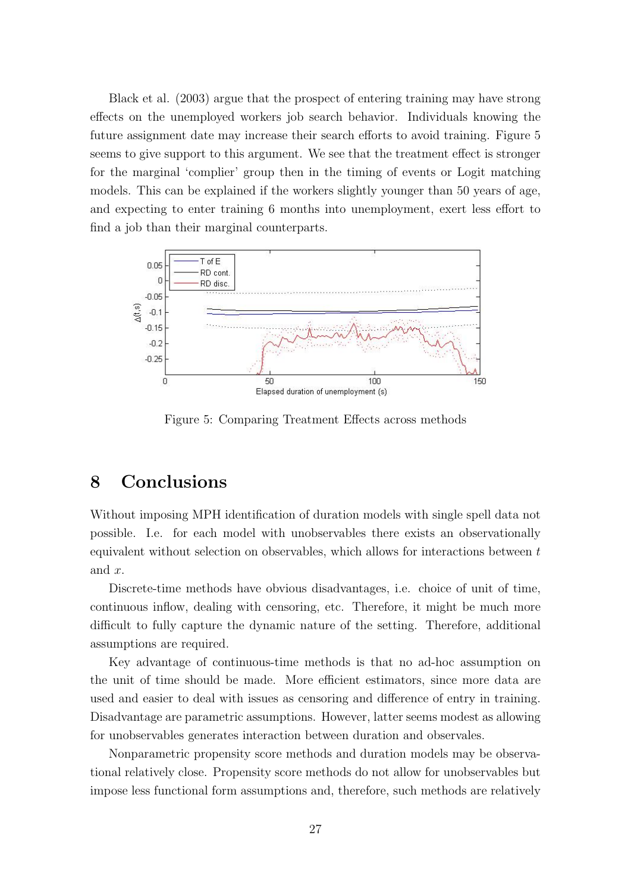Black et al. (2003) argue that the prospect of entering training may have strong effects on the unemployed workers job search behavior. Individuals knowing the future assignment date may increase their search efforts to avoid training. Figure 5 seems to give support to this argument. We see that the treatment effect is stronger for the marginal 'complier' group then in the timing of events or Logit matching models. This can be explained if the workers slightly younger than 50 years of age, and expecting to enter training 6 months into unemployment, exert less effort to find a job than their marginal counterparts.

Figure 5: Comparing Treatment Effects across methods

# 8 Conclusions

Without imposing MPH identification of duration models with single spell data not possible. I.e. for each model with unobservables there exists an observationally equivalent without selection on observables, which allows for interactions between $t$ and $x$.

Discrete-time methods have obvious disadvantages, i.e. choice of unit of time, continuous inflow, dealing with censoring, etc. Therefore, it might be much more difficult to fully capture the dynamic nature of the setting. Therefore, additional assumptions are required.

Key advantage of continuous-time methods is that no ad-hoc assumption on the unit of time should be made. More efficient estimators, since more data are used and easier to deal with issues as censoring and difference of entry in training. Disadvantage are parametric assumptions. However, latter seems modest as allowing for unobservables generates interaction between duration and observales.

Nonparametric propensity score methods and duration models may be observational relatively close. Propensity score methods do not allow for unobservables but impose less functional form assumptions and, therefore, such methods are relatively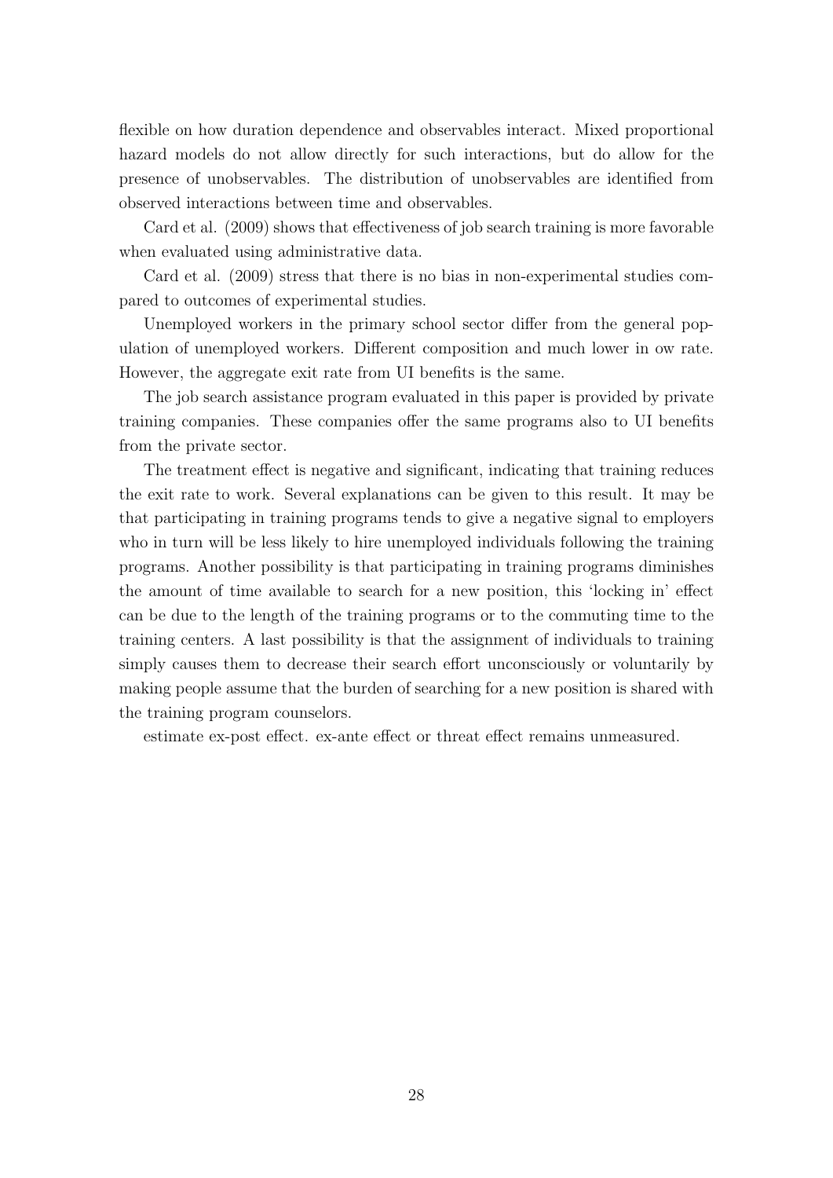flexible on how duration dependence and observables interact. Mixed proportional hazard models do not allow directly for such interactions, but do allow for the presence of unobservables. The distribution of unobservables are identified from observed interactions between time and observables.

Card et al. (2009) shows that effectiveness of job search training is more favorable when evaluated using administrative data.

Card et al. (2009) stress that there is no bias in non-experimental studies compared to outcomes of experimental studies.

Unemployed workers in the primary school sector differ from the general population of unemployed workers. Different composition and much lower in ow rate. However, the aggregate exit rate from UI benefits is the same.

The job search assistance program evaluated in this paper is provided by private training companies. These companies offer the same programs also to UI benefits from the private sector.

The treatment effect is negative and significant, indicating that training reduces the exit rate to work. Several explanations can be given to this result. It may be that participating in training programs tends to give a negative signal to employers who in turn will be less likely to hire unemployed individuals following the training programs. Another possibility is that participating in training programs diminishes the amount of time available to search for a new position, this 'locking in' effect can be due to the length of the training programs or to the commuting time to the training centers. A last possibility is that the assignment of individuals to training simply causes them to decrease their search effort unconsciously or voluntarily by making people assume that the burden of searching for a new position is shared with the training program counselors.

estimate ex-post effect. ex-ante effect or threat effect remains unmeasured.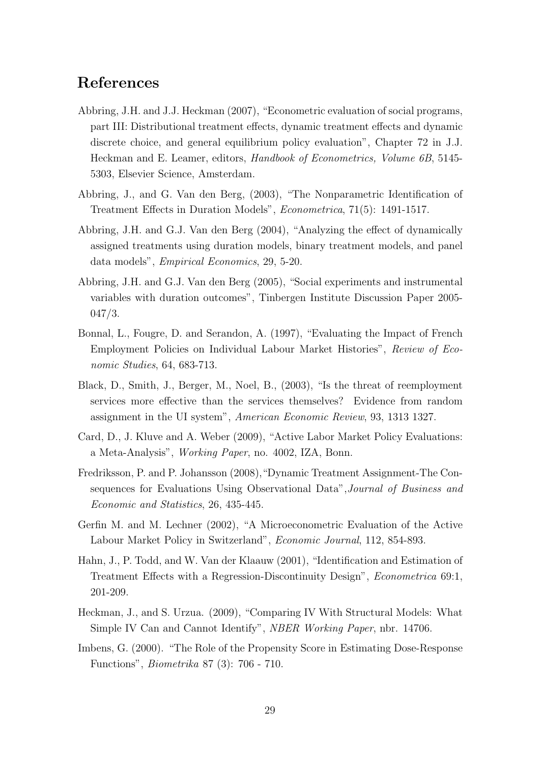# References

Abbring, J.H. and J.J. Heckman (2007), "Econometric evaluation of social programs, part III: Distributional treatment effects, dynamic treatment effects and dynamic discrete choice, and general equilibrium policy evaluation", Chapter 72 in J.J. Heckman and E. Leamer, editors, *Handbook of Econometrics, Volume 6B*, 5145-5303, Elsevier Science, Amsterdam.

Abbring, J., and G. Van den Berg, (2003), "The Nonparametric Identification of Treatment Effects in Duration Models", *Econometrica*, 71(5): 1491-1517.

Abbring, J.H. and G.J. Van den Berg (2004), "Analyzing the effect of dynamically assigned treatments using duration models, binary treatment models, and panel data models", *Empirical Economics*, 29, 5-20.

Abbring, J.H. and G.J. Van den Berg (2005), "Social experiments and instrumental variables with duration outcomes", Tinbergen Institute Discussion Paper 2005-047/3.

Bonnal, L., Fougre, D. and Serandon, A. (1997), "Evaluating the Impact of French Employment Policies on Individual Labour Market Histories", *Review of Economic Studies*, 64, 683-713.

Black, D., Smith, J., Berger, M., Noel, B., (2003), "Is the threat of reemployment services more effective than the services themselves? Evidence from random assignment in the UI system", *American Economic Review*, 93, 1313 1327.

Card, D., J. Kluve and A. Weber (2009), "Active Labor Market Policy Evaluations: a Meta-Analysis", *Working Paper*, no. 4002, IZA, Bonn.

Fredriksson, P. and P. Johansson (2008),"Dynamic Treatment Assignment-The Consequences for Evaluations Using Observational Data",*Journal of Business and Economic and Statistics*, 26, 435-445.

Gerfin M. and M. Lechner (2002), "A Microeconometric Evaluation of the Active Labour Market Policy in Switzerland", *Economic Journal*, 112, 854-893.

Hahn, J., P. Todd, and W. Van der Klaauw (2001), "Identification and Estimation of Treatment Effects with a Regression-Discontinuity Design", *Econometrica* 69:1, 201-209.

Heckman, J., and S. Urzua. (2009), "Comparing IV With Structural Models: What Simple IV Can and Cannot Identify", *NBER Working Paper*, nbr. 14706.

Imbens, G. (2000). "The Role of the Propensity Score in Estimating Dose-Response Functions", *Biometrika* 87 (3): 706 - 710.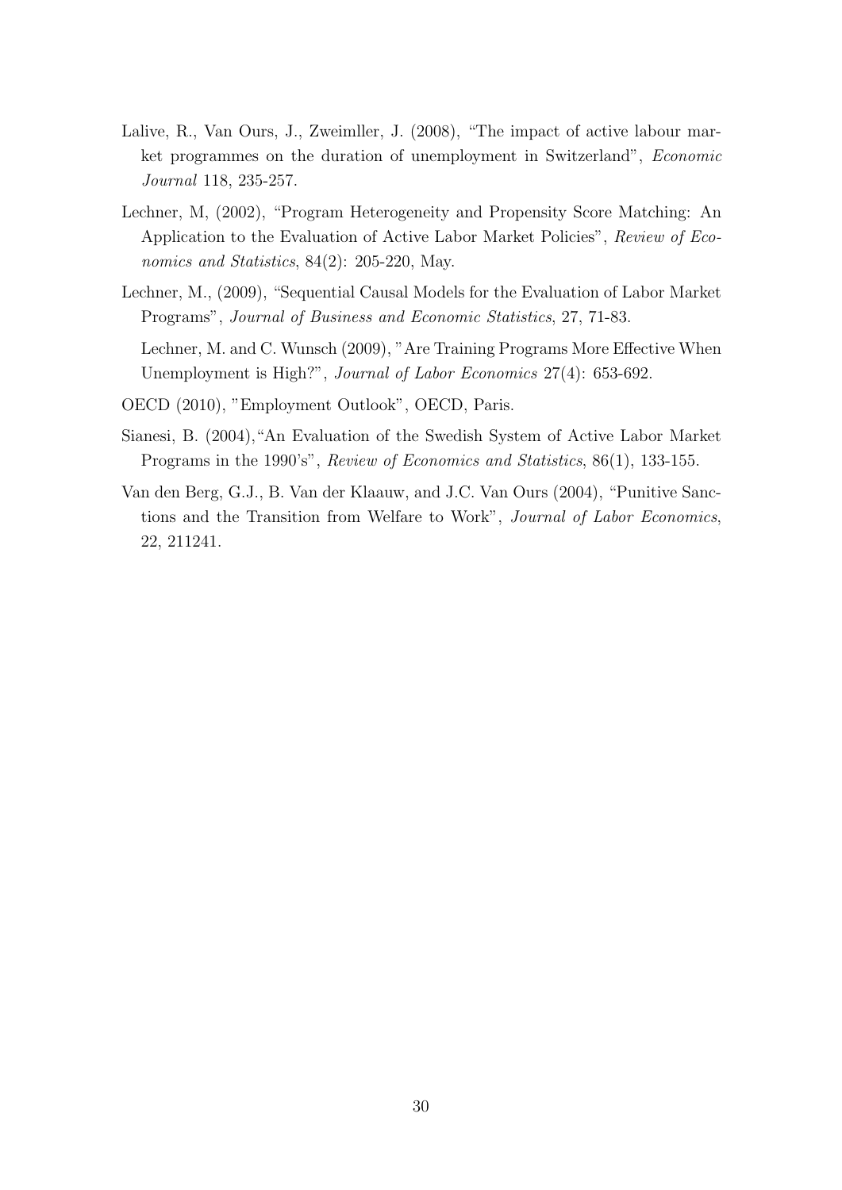Lalive, R., Van Ours, J., Zweimller, J. (2008), "The impact of active labour market programmes on the duration of unemployment in Switzerland", *Economic Journal* 118, 235-257.

Lechner, M, (2002), "Program Heterogeneity and Propensity Score Matching: An Application to the Evaluation of Active Labor Market Policies", *Review of Economics and Statistics*, 84(2): 205-220, May.

Lechner, M., (2009), "Sequential Causal Models for the Evaluation of Labor Market Programs", *Journal of Business and Economic Statistics*, 27, 71-83.

Lechner, M. and C. Wunsch (2009), "Are Training Programs More Effective When Unemployment is High?", *Journal of Labor Economics* 27(4): 653-692.

OECD (2010), "Employment Outlook", OECD, Paris.

Sianesi, B. (2004), "An Evaluation of the Swedish System of Active Labor Market Programs in the 1990's", *Review of Economics and Statistics*, 86(1), 133-155.

Van den Berg, G.J., B. Van der Klaauw, and J.C. Van Ours (2004), "Punitive Sanctions and the Transition from Welfare to Work", *Journal of Labor Economics*, 22, 211241.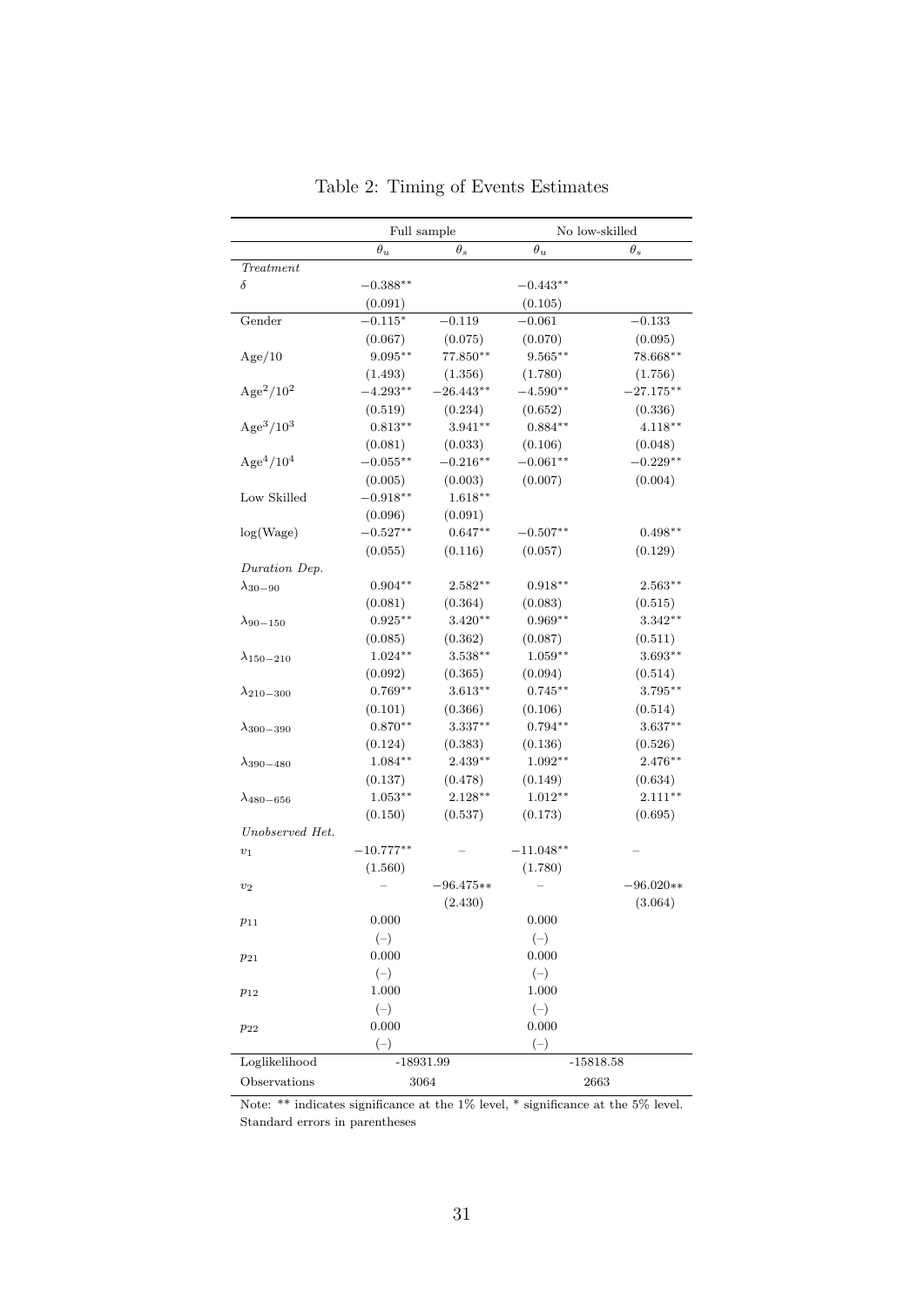Table 2: Timing of Events Estimates

| | Full sample | | No low-skilled | |
|---|---|---|---|---|
| | $\theta_u$ | $\theta_s$ | $\theta_u$ | $\theta_s$ |
| *Treatment* | | | | |
| $\delta$ | $-0.388^{**}$ | | $-0.443^{**}$ | |
| | (0.091) | | (0.105) | |
| Gender | $-0.115^{*}$ | $-0.119$ | $-0.061$ | $-0.133$ |
| | (0.067) | (0.075) | (0.070) | (0.095) |
| Age/10 | $9.095^{**}$ | $77.850^{**}$ | $9.565^{**}$ | $78.668^{**}$ |
| | (1.493) | (1.356) | (1.780) | (1.756) |
| $\text{Age}^2/10^2$ | $-4.293^{**}$ | $-26.443^{**}$ | $-4.590^{**}$ | $-27.175^{**}$ |
| | (0.519) | (0.234) | (0.652) | (0.336) |
| $\text{Age}^3/10^3$ | $0.813^{**}$ | $3.941^{**}$ | $0.884^{**}$ | $4.118^{**}$ |
| | (0.081) | (0.033) | (0.106) | (0.048) |
| $\text{Age}^4/10^4$ | $-0.055^{**}$ | $-0.216^{**}$ | $-0.061^{**}$ | $-0.229^{**}$ |
| | (0.005) | (0.003) | (0.007) | (0.004) |
| Low Skilled | $-0.918^{**}$ | $1.618^{**}$ | | |
| | (0.096) | (0.091) | | |
| log(Wage) | $-0.527^{**}$ | $0.647^{**}$ | $-0.507^{**}$ | $0.498^{**}$ |
| | (0.055) | (0.116) | (0.057) | (0.129) |
| *Duration Dep.* | | | | |
| $\lambda_{30-90}$ | $0.904^{**}$ | $2.582^{**}$ | $0.918^{**}$ | $2.563^{**}$ |
| | (0.081) | (0.364) | (0.083) | (0.515) |
| $\lambda_{90-150}$ | $0.925^{**}$ | $3.420^{**}$ | $0.969^{**}$ | $3.342^{**}$ |
| | (0.085) | (0.362) | (0.087) | (0.511) |
| $\lambda_{150-210}$ | $1.024^{**}$ | $3.538^{**}$ | $1.059^{**}$ | $3.693^{**}$ |
| | (0.092) | (0.365) | (0.094) | (0.514) |
| $\lambda_{210-300}$ | $0.769^{**}$ | $3.613^{**}$ | $0.745^{**}$ | $3.795^{**}$ |
| | (0.101) | (0.366) | (0.106) | (0.514) |
| $\lambda_{300-390}$ | $0.870^{**}$ | $3.337^{**}$ | $0.794^{**}$ | $3.637^{**}$ |
| | (0.124) | (0.383) | (0.136) | (0.526) |
| $\lambda_{390-480}$ | $1.084^{**}$ | $2.439^{**}$ | $1.092^{**}$ | $2.476^{**}$ |
| | (0.137) | (0.478) | (0.149) | (0.634) |
| $\lambda_{480-656}$ | $1.053^{**}$ | $2.128^{**}$ | $1.012^{**}$ | $2.111^{**}$ |
| | (0.150) | (0.537) | (0.173) | (0.695) |
| *Unobserved Het.* | | | | |
| $v_1$ | $-10.777^{**}$ | – | $-11.048^{**}$ | – |
| | (1.560) | | (1.780) | |
| $v_2$ | – | $-96.475^{**}$ | – | $-96.020^{**}$ |
| | | (2.430) | | (3.064) |
| $p_{11}$ | 0.000 | | 0.000 | |
| | (–) | | (–) | |
| $p_{21}$ | 0.000 | | 0.000 | |
| | (–) | | (–) | |
| $p_{12}$ | 1.000 | | 1.000 | |
| | (–) | | (–) | |
| $p_{22}$ | 0.000 | | 0.000 | |
| | (–) | | (–) | |
| Loglikelihood | -18931.99 | | -15818.58 | |
| Observations | 3064 | | 2663 | |

Note: ** indicates significance at the 1% level, * significance at the 5% level. Standard errors in parentheses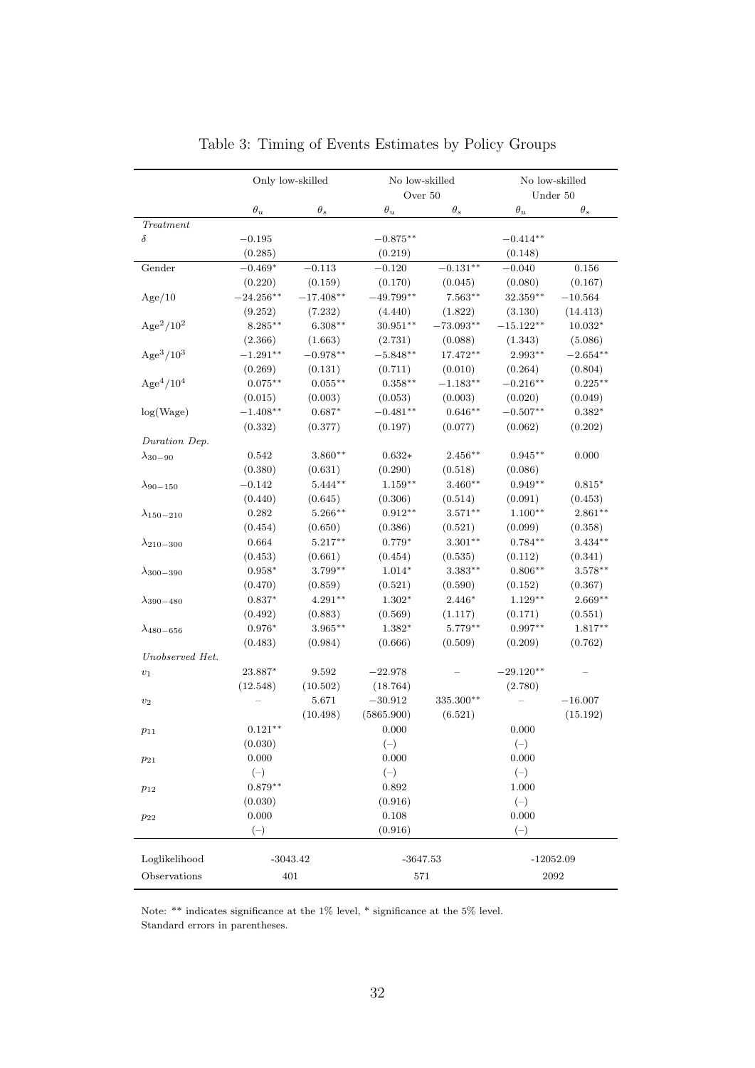Table 3: Timing of Events Estimates by Policy Groups

| | Only low-skilled | | No low-skilled Over 50 | | No low-skilled Under 50 | |
|---|---|---|---|---|---|---|
| | $\theta_u$ | $\theta_s$ | $\theta_u$ | $\theta_s$ | $\theta_u$ | $\theta_s$ |
| *Treatment* | | | | | | |
| $\delta$ | $-0.195$ | | $-0.875^{**}$ | | $-0.414^{**}$ | |
| | (0.285) | | (0.219) | | (0.148) | |
| Gender | $-0.469^{*}$ | $-0.113$ | $-0.120$ | $-0.131^{**}$ | $-0.040$ | 0.156 |
| | (0.220) | (0.159) | (0.170) | (0.045) | (0.080) | (0.167) |
| Age/10 | $-24.256^{**}$ | $-17.408^{**}$ | $-49.799^{**}$ | $7.563^{**}$ | $32.359^{**}$ | $-10.564$ |
| | (9.252) | (7.232) | (4.440) | (1.822) | (3.130) | (14.413) |
| $\text{Age}^2/10^2$ | $8.285^{**}$ | $6.308^{**}$ | $30.951^{**}$ | $-73.093^{**}$ | $-15.122^{**}$ | $10.032^{*}$ |
| | (2.366) | (1.663) | (2.731) | (0.088) | (1.343) | (5.086) |
| $\text{Age}^3/10^3$ | $-1.291^{**}$ | $-0.978^{**}$ | $-5.848^{**}$ | $17.472^{**}$ | $2.993^{**}$ | $-2.654^{**}$ |
| | (0.269) | (0.131) | (0.711) | (0.010) | (0.264) | (0.804) |
| $\text{Age}^4/10^4$ | $0.075^{**}$ | $0.055^{**}$ | $0.358^{**}$ | $-1.183^{**}$ | $-0.216^{**}$ | $0.225^{**}$ |
| | (0.015) | (0.003) | (0.053) | (0.003) | (0.020) | (0.049) |
| log(Wage) | $-1.408^{**}$ | $0.687^{*}$ | $-0.481^{**}$ | $0.646^{**}$ | $-0.507^{**}$ | $0.382^{*}$ |
| | (0.332) | (0.377) | (0.197) | (0.077) | (0.062) | (0.202) |
| *Duration Dep.* | | | | | | |
| $\lambda_{30-90}$ | 0.542 | $3.860^{**}$ | $0.632*$ | $2.456^{**}$ | $0.945^{**}$ | 0.000 |
| | (0.380) | (0.631) | (0.290) | (0.518) | (0.086) | |
| $\lambda_{90-150}$ | $-0.142$ | $5.444^{**}$ | $1.159^{**}$ | $3.460^{**}$ | $0.949^{**}$ | $0.815^{*}$ |
| | (0.440) | (0.645) | (0.306) | (0.514) | (0.091) | (0.453) |
| $\lambda_{150-210}$ | 0.282 | $5.266^{**}$ | $0.912^{**}$ | $3.571^{**}$ | $1.100^{**}$ | $2.861^{**}$ |
| | (0.454) | (0.650) | (0.386) | (0.521) | (0.099) | (0.358) |
| $\lambda_{210-300}$ | 0.664 | $5.217^{**}$ | $0.779^{*}$ | $3.301^{**}$ | $0.784^{**}$ | $3.434^{**}$ |
| | (0.453) | (0.661) | (0.454) | (0.535) | (0.112) | (0.341) |
| $\lambda_{300-390}$ | $0.958^{*}$ | $3.799^{**}$ | $1.014^{*}$ | $3.383^{**}$ | $0.806^{**}$ | $3.578^{**}$ |
| | (0.470) | (0.859) | (0.521) | (0.590) | (0.152) | (0.367) |
| $\lambda_{390-480}$ | $0.837^{*}$ | $4.291^{**}$ | $1.302^{*}$ | $2.446^{*}$ | $1.129^{**}$ | $2.669^{**}$ |
| | (0.492) | (0.883) | (0.569) | (1.117) | (0.171) | (0.551) |
| $\lambda_{480-656}$ | $0.976^{*}$ | $3.965^{**}$ | $1.382^{*}$ | $5.779^{**}$ | $0.997^{**}$ | $1.817^{**}$ |
| | (0.483) | (0.984) | (0.666) | (0.509) | (0.209) | (0.762) |
| *Unobserved Het.* | | | | | | |
| $v_1$ | $23.887^{*}$ | 9.592 | $-22.978$ | – | $-29.120^{**}$ | – |
| | (12.548) | (10.502) | (18.764) | | (2.780) | |
| $v_2$ | – | 5.671 | $-30.912$ | $335.300^{**}$ | – | $-16.007$ |
| | | (10.498) | (5865.900) | (6.521) | | (15.192) |
| $p_{11}$ | $0.121^{**}$ | | 0.000 | | 0.000 | |
| | (0.030) | | (–) | | (–) | |
| $p_{21}$ | 0.000 | | 0.000 | | 0.000 | |
| | (–) | | (–) | | (–) | |
| $p_{12}$ | $0.879^{**}$ | | 0.892 | | 1.000 | |
| | (0.030) | | (0.916) | | (–) | |
| $p_{22}$ | 0.000 | | 0.108 | | 0.000 | |
| | (–) | | (0.916) | | (–) | |
| Loglikelihood | -3043.42 | | -3647.53 | | -12052.09 | |
| Observations | 401 | | 571 | | 2092 | |

Note: ** indicates significance at the 1% level, * significance at the 5% level.
Standard errors in parentheses.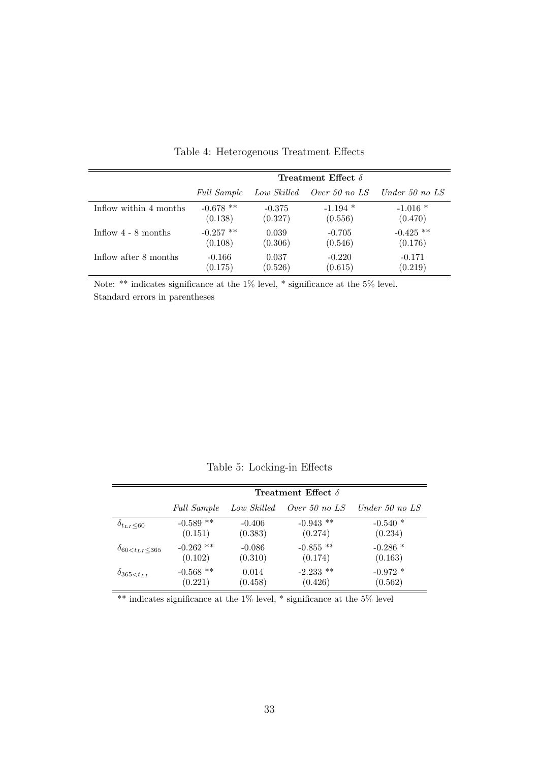Table 4: Heterogenous Treatment Effects

| | Treatment Effect $\delta$ | | | |
|---|---|---|---|---|
| | *Full Sample* | *Low Skilled* | *Over 50 no LS* | *Under 50 no LS* |
| Inflow within 4 months | -0.678 ** | -0.375 | -1.194 * | -1.016 * |
| | (0.138) | (0.327) | (0.556) | (0.470) |
| Inflow 4 - 8 months | -0.257 ** | 0.039 | -0.705 | -0.425 ** |
| | (0.108) | (0.306) | (0.546) | (0.176) |
| Inflow after 8 months | -0.166 | 0.037 | -0.220 | -0.171 |
| | (0.175) | (0.526) | (0.615) | (0.219) |

Note: ** indicates significance at the 1% level, * significance at the 5% level.
Standard errors in parentheses

Table 5: Locking-in Effects

| | Treatment Effect $\delta$ | | | |
|---|---|---|---|---|
| | *Full Sample* | *Low Skilled* | *Over 50 no LS* | *Under 50 no LS* |
| $\delta_{t_{LI} \leq 60}$ | -0.589 ** | -0.406 | -0.943 ** | -0.540 * |
| | (0.151) | (0.383) | (0.274) | (0.234) |
| $\delta_{60 < t_{LI} \leq 365}$ | -0.262 ** | -0.086 | -0.855 ** | -0.286 * |
| | (0.102) | (0.310) | (0.174) | (0.163) |
| $\delta_{365 < t_{LI}}$ | -0.568 ** | 0.014 | -2.233 ** | -0.972 * |
| | (0.221) | (0.458) | (0.426) | (0.562) |

** indicates significance at the 1% level, * significance at the 5% level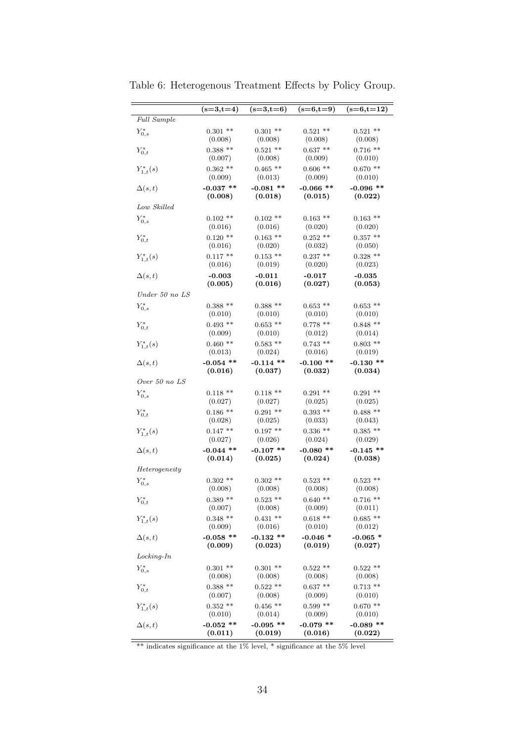Table 6: Heterogenous Treatment Effects by Policy Group.

| | (s=3,t=4) | (s=3,t=6) | (s=6,t=9) | (s=6,t=12) |
|---|---|---|---|---|
| *Full Sample* | | | | |
| $Y^*_{0,s}$ | 0.301 ** | 0.301 ** | 0.521 ** | 0.521 ** |
| | (0.008) | (0.008) | (0.008) | (0.008) |
| $Y^*_{0,t}$ | 0.388 ** | 0.521 ** | 0.637 ** | 0.716 ** |
| | (0.007) | (0.008) | (0.009) | (0.010) |
| $Y^*_{1,t}(s)$ | 0.362 ** | 0.465 ** | 0.606 ** | 0.670 ** |
| | (0.009) | (0.013) | (0.009) | (0.010) |
| $\Delta(s,t)$ | **-0.037 \*\*** | **-0.081 \*\*** | **-0.066 \*\*** | **-0.096 \*\*** |
| | **(0.008)** | **(0.018)** | **(0.015)** | **(0.022)** |
| *Low Skilled* | | | | |
| $Y^*_{0,s}$ | 0.102 ** | 0.102 ** | 0.163 ** | 0.163 ** |
| | (0.016) | (0.016) | (0.020) | (0.020) |
| $Y^*_{0,t}$ | 0.120 ** | 0.163 ** | 0.252 ** | 0.357 ** |
| | (0.016) | (0.020) | (0.032) | (0.050) |
| $Y^*_{1,t}(s)$ | 0.117 ** | 0.153 ** | 0.237 ** | 0.328 ** |
| | (0.016) | (0.019) | (0.020) | (0.023) |
| $\Delta(s,t)$ | **-0.003** | **-0.011** | **-0.017** | **-0.035** |
| | **(0.005)** | **(0.016)** | **(0.027)** | **(0.053)** |
| *Under 50 no LS* | | | | |
| $Y^*_{0,s}$ | 0.388 ** | 0.388 ** | 0.653 ** | 0.653 ** |
| | (0.010) | (0.010) | (0.010) | (0.010) |
| $Y^*_{0,t}$ | 0.493 ** | 0.653 ** | 0.778 ** | 0.848 ** |
| | (0.009) | (0.010) | (0.012) | (0.014) |
| $Y^*_{1,t}(s)$ | 0.460 ** | 0.583 ** | 0.743 ** | 0.803 ** |
| | (0.013) | (0.024) | (0.016) | (0.019) |
| $\Delta(s,t)$ | **-0.054 \*\*** | **-0.114 \*\*** | **-0.100 \*\*** | **-0.130 \*\*** |
| | **(0.016)** | **(0.037)** | **(0.032)** | **(0.034)** |
| *Over 50 no LS* | | | | |
| $Y^*_{0,s}$ | 0.118 ** | 0.118 ** | 0.291 ** | 0.291 ** |
| | (0.027) | (0.027) | (0.025) | (0.025) |
| $Y^*_{0,t}$ | 0.186 ** | 0.291 ** | 0.393 ** | 0.488 ** |
| | (0.028) | (0.025) | (0.033) | (0.043) |
| $Y^*_{1,t}(s)$ | 0.147 ** | 0.197 ** | 0.336 ** | 0.385 ** |
| | (0.027) | (0.026) | (0.024) | (0.029) |
| $\Delta(s,t)$ | **-0.044 \*\*** | **-0.107 \*\*** | **-0.080 \*\*** | **-0.145 \*\*** |
| | **(0.014)** | **(0.025)** | **(0.024)** | **(0.038)** |
| *Heterogeneity* | | | | |
| $Y^*_{0,s}$ | 0.302 ** | 0.302 ** | 0.523 ** | 0.523 ** |
| | (0.008) | (0.008) | (0.008) | (0.008) |
| $Y^*_{0,t}$ | 0.389 ** | 0.523 ** | 0.640 ** | 0.716 ** |
| | (0.007) | (0.008) | (0.009) | (0.011) |
| $Y^*_{1,t}(s)$ | 0.348 ** | 0.431 ** | 0.618 ** | 0.685 ** |
| | (0.009) | (0.016) | (0.010) | (0.012) |
| $\Delta(s,t)$ | **-0.058 \*\*** | **-0.132 \*\*** | **-0.046 \*** | **-0.065 \*** |
| | **(0.009)** | **(0.023)** | **(0.019)** | **(0.027)** |
| *Locking-In* | | | | |
| $Y^*_{0,s}$ | 0.301 ** | 0.301 ** | 0.522 ** | 0.522 ** |
| | (0.008) | (0.008) | (0.008) | (0.008) |
| $Y^*_{0,t}$ | 0.388 ** | 0.522 ** | 0.637 ** | 0.713 ** |
| | (0.007) | (0.008) | (0.009) | (0.010) |
| $Y^*_{1,t}(s)$ | 0.352 ** | 0.456 ** | 0.599 ** | 0.670 ** |
| | (0.010) | (0.014) | (0.009) | (0.010) |
| $\Delta(s,t)$ | **-0.052 \*\*** | **-0.095 \*\*** | **-0.079 \*\*** | **-0.089 \*\*** |
| | **(0.011)** | **(0.019)** | **(0.016)** | **(0.022)** |

** indicates significance at the 1% level, * significance at the 5% level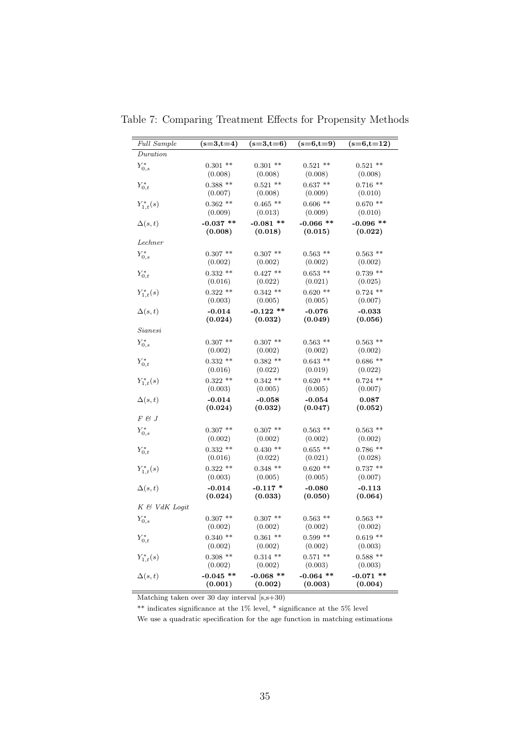Table 7: Comparing Treatment Effects for Propensity Methods

| *Full Sample* | **(s=3,t=4)** | **(s=3,t=6)** | **(s=6,t=9)** | **(s=6,t=12)** |
|---|---|---|---|---|
| *Duration* | | | | |
| $Y^*_{0,s}$ | 0.301 ** | 0.301 ** | 0.521 ** | 0.521 ** |
| | (0.008) | (0.008) | (0.008) | (0.008) |
| $Y^*_{0,t}$ | 0.388 ** | 0.521 ** | 0.637 ** | 0.716 ** |
| | (0.007) | (0.008) | (0.009) | (0.010) |
| $Y^*_{1,t}(s)$ | 0.362 ** | 0.465 ** | 0.606 ** | 0.670 ** |
| | (0.009) | (0.013) | (0.009) | (0.010) |
| $\Delta(s,t)$ | **-0.037 \*\*** | **-0.081 \*\*** | **-0.066 \*\*** | **-0.096 \*\*** |
| | **(0.008)** | **(0.018)** | **(0.015)** | **(0.022)** |
| *Lechner* | | | | |
| $Y^*_{0,s}$ | 0.307 ** | 0.307 ** | 0.563 ** | 0.563 ** |
| | (0.002) | (0.002) | (0.002) | (0.002) |
| $Y^*_{0,t}$ | 0.332 ** | 0.427 ** | 0.653 ** | 0.739 ** |
| | (0.016) | (0.022) | (0.021) | (0.025) |
| $Y^*_{1,t}(s)$ | 0.322 ** | 0.342 ** | 0.620 ** | 0.724 ** |
| | (0.003) | (0.005) | (0.005) | (0.007) |
| $\Delta(s,t)$ | **-0.014** | **-0.122 \*\*** | **-0.076** | **-0.033** |
| | **(0.024)** | **(0.032)** | **(0.049)** | **(0.056)** |
| *Sianesi* | | | | |
| $Y^*_{0,s}$ | 0.307 ** | 0.307 ** | 0.563 ** | 0.563 ** |
| | (0.002) | (0.002) | (0.002) | (0.002) |
| $Y^*_{0,t}$ | 0.332 ** | 0.382 ** | 0.643 ** | 0.686 ** |
| | (0.016) | (0.022) | (0.019) | (0.022) |
| $Y^*_{1,t}(s)$ | 0.322 ** | 0.342 ** | 0.620 ** | 0.724 ** |
| | (0.003) | (0.005) | (0.005) | (0.007) |
| $\Delta(s,t)$ | **-0.014** | **-0.058** | **-0.054** | **0.087** |
| | **(0.024)** | **(0.032)** | **(0.047)** | **(0.052)** |
| *F & J* | | | | |
| $Y^*_{0,s}$ | 0.307 ** | 0.307 ** | 0.563 ** | 0.563 ** |
| | (0.002) | (0.002) | (0.002) | (0.002) |
| $Y^*_{0,t}$ | 0.332 ** | 0.430 ** | 0.655 ** | 0.786 ** |
| | (0.016) | (0.022) | (0.021) | (0.028) |
| $Y^*_{1,t}(s)$ | 0.322 ** | 0.348 ** | 0.620 ** | 0.737 ** |
| | (0.003) | (0.005) | (0.005) | (0.007) |
| $\Delta(s,t)$ | **-0.014** | **-0.117 \*** | **-0.080** | **-0.113** |
| | **(0.024)** | **(0.033)** | **(0.050)** | **(0.064)** |
| *K & VdK Logit* | | | | |
| $Y^*_{0,s}$ | 0.307 ** | 0.307 ** | 0.563 ** | 0.563 ** |
| | (0.002) | (0.002) | (0.002) | (0.002) |
| $Y^*_{0,t}$ | 0.340 ** | 0.361 ** | 0.599 ** | 0.619 ** |
| | (0.002) | (0.002) | (0.002) | (0.003) |
| $Y^*_{1,t}(s)$ | 0.308 ** | 0.314 ** | 0.571 ** | 0.588 ** |
| | (0.002) | (0.002) | (0.003) | (0.003) |
| $\Delta(s,t)$ | **-0.045 \*\*** | **-0.068 \*\*** | **-0.064 \*\*** | **-0.071 \*\*** |
| | **(0.001)** | **(0.002)** | **(0.003)** | **(0.004)** |

Matching taken over 30 day interval [s,s+30)

** indicates significance at the 1% level, * significance at the 5% level

We use a quadratic specification for the age function in matching estimations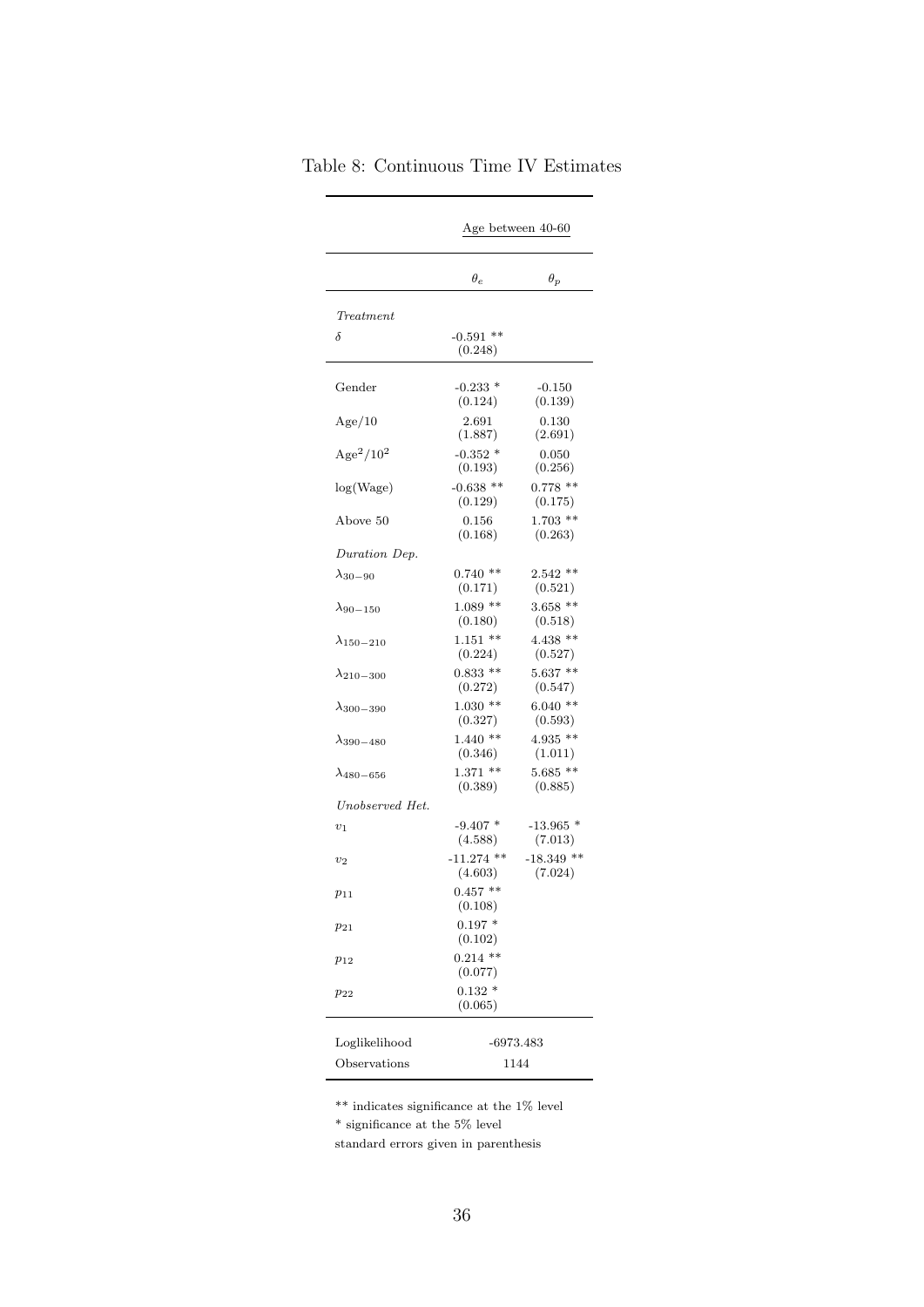Table 8: Continuous Time IV Estimates

| | Age between 40-60 | |
|---|---|---|
| | $\theta_e$ | $\theta_p$ |
| *Treatment* | | |
| $\delta$ | -0.591 ** (0.248) | |
| Gender | -0.233 * (0.124) | -0.150 (0.139) |
| Age/10 | 2.691 (1.887) | 0.130 (2.691) |
| $\text{Age}^2/10^2$ | -0.352 * (0.193) | 0.050 (0.256) |
| log(Wage) | -0.638 ** (0.129) | 0.778 ** (0.175) |
| Above 50 | 0.156 (0.168) | 1.703 ** (0.263) |
| *Duration Dep.* | | |
| $\lambda_{30-90}$ | 0.740 ** (0.171) | 2.542 ** (0.521) |
| $\lambda_{90-150}$ | 1.089 ** (0.180) | 3.658 ** (0.518) |
| $\lambda_{150-210}$ | 1.151 ** (0.224) | 4.438 ** (0.527) |
| $\lambda_{210-300}$ | 0.833 ** (0.272) | 5.637 ** (0.547) |
| $\lambda_{300-390}$ | 1.030 ** (0.327) | 6.040 ** (0.593) |
| $\lambda_{390-480}$ | 1.440 ** (0.346) | 4.935 ** (1.011) |
| $\lambda_{480-656}$ | 1.371 ** (0.389) | 5.685 ** (0.885) |
| *Unobserved Het.* | | |
| $v_1$ | -9.407 * (4.588) | -13.965 * (7.013) |
| $v_2$ | -11.274 ** (4.603) | -18.349 ** (7.024) |
| $p_{11}$ | 0.457 ** (0.108) | |
| $p_{21}$ | 0.197 * (0.102) | |
| $p_{12}$ | 0.214 ** (0.077) | |
| $p_{22}$ | 0.132 * (0.065) | |
| Loglikelihood | -6973.483 | |
| Observations | 1144 | |

** indicates significance at the 1% level
* significance at the 5% level
standard errors given in parenthesis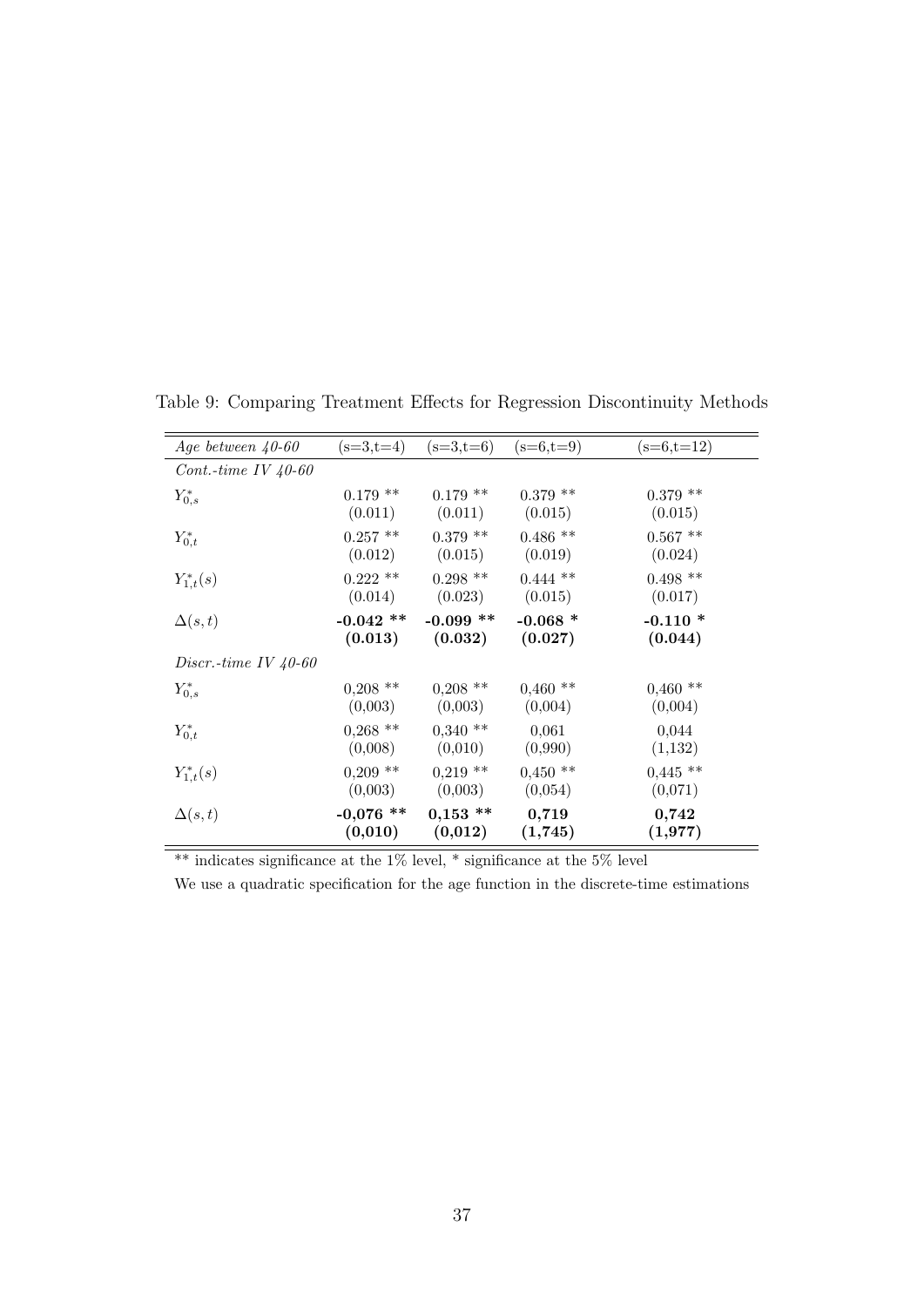Table 9: Comparing Treatment Effects for Regression Discontinuity Methods

| *Age between 40-60* | (s=3,t=4) | (s=3,t=6) | (s=6,t=9) | (s=6,t=12) |
|---|---|---|---|---|
| *Cont.-time IV 40-60* | | | | |
| $Y^*_{0,s}$ | 0.179 ** | 0.179 ** | 0.379 ** | 0.379 ** |
| | (0.011) | (0.011) | (0.015) | (0.015) |
| $Y^*_{0,t}$ | 0.257 ** | 0.379 ** | 0.486 ** | 0.567 ** |
| | (0.012) | (0.015) | (0.019) | (0.024) |
| $Y^*_{1,t}(s)$ | 0.222 ** | 0.298 ** | 0.444 ** | 0.498 ** |
| | (0.014) | (0.023) | (0.015) | (0.017) |
| $\Delta(s,t)$ | **-0.042 \*\*** | **-0.099 \*\*** | **-0.068 \*** | **-0.110 \*** |
| | **(0.013)** | **(0.032)** | **(0.027)** | **(0.044)** |
| *Discr.-time IV 40-60* | | | | |
| $Y^*_{0,s}$ | 0,208 ** | 0,208 ** | 0,460 ** | 0,460 ** |
| | (0,003) | (0,003) | (0,004) | (0,004) |
| $Y^*_{0,t}$ | 0,268 ** | 0,340 ** | 0,061 | 0,044 |
| | (0,008) | (0,010) | (0,990) | (1,132) |
| $Y^*_{1,t}(s)$ | 0,209 ** | 0,219 ** | 0,450 ** | 0,445 ** |
| | (0,003) | (0,003) | (0,054) | (0,071) |
| $\Delta(s,t)$ | **-0,076 \*\*** | **0,153 \*\*** | **0,719** | **0,742** |
| | **(0,010)** | **(0,012)** | **(1,745)** | **(1,977)** |

** indicates significance at the 1% level, * significance at the 5% level

We use a quadratic specification for the age function in the discrete-time estimations